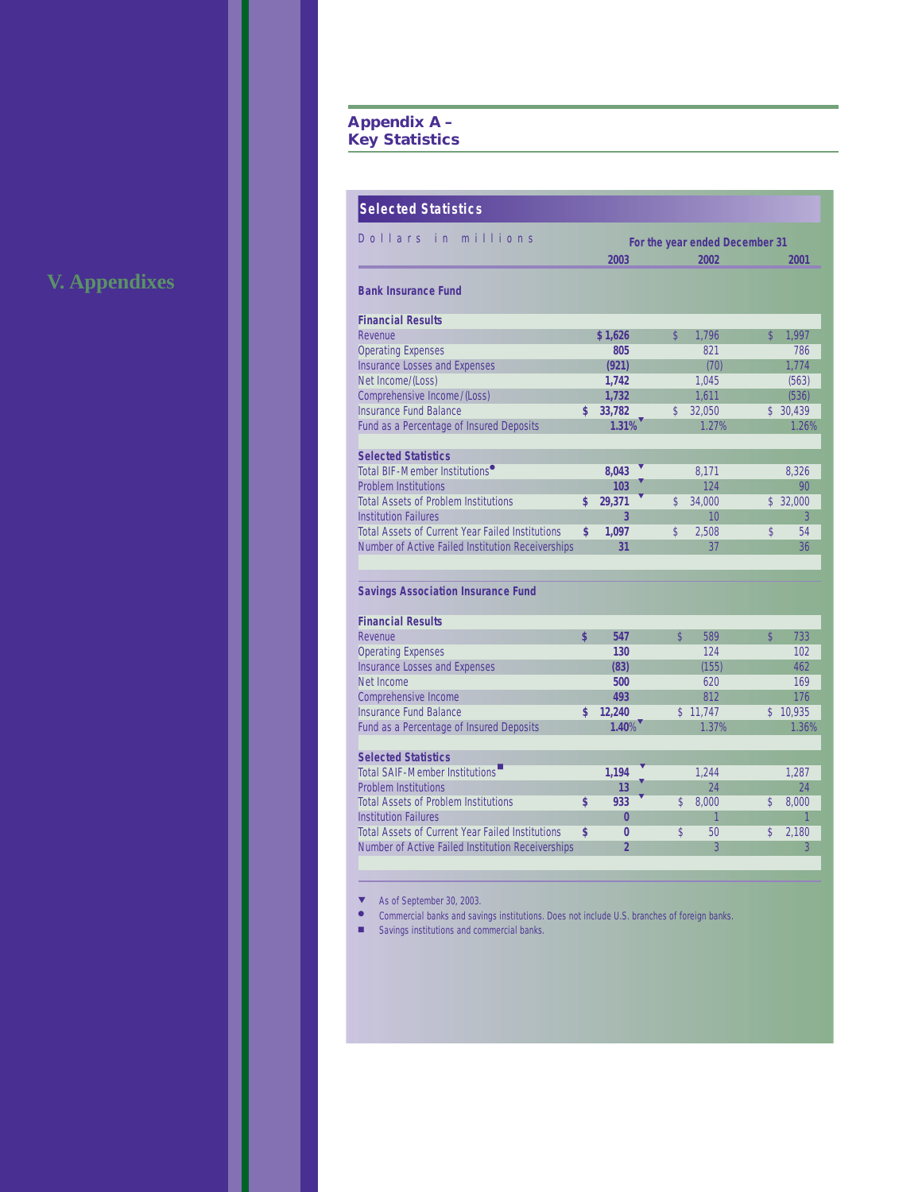V. Appendixes

## Appendix A – Key Statistics

### Selected Statistics

Dollars in millions

| | For the year ended December 31 | | |
|---|---|---|---|
| | **2003** | 2002 | 2001 |
| **Bank Insurance Fund** | | | |
| **Financial Results** | | | |
| Revenue | **$ 1,626** | $ 1,796 | $ 1,997 |
| Operating Expenses | **805** | 821 | 786 |
| Insurance Losses and Expenses | **(921)** | (70) | 1,774 |
| Net Income/(Loss) | **1,742** | 1,045 | (563) |
| Comprehensive Income/(Loss) | **1,732** | 1,611 | (536) |
| Insurance Fund Balance | **$ 33,782** | $ 32,050 | $ 30,439 |
| Fund as a Percentage of Insured Deposits | **1.31%**▼ | 1.27% | 1.26% |
| **Selected Statistics** | | | |
| Total BIF-Member Institutions● | **8,043** ▼ | 8,171 | 8,326 |
| Problem Institutions | **103** ▼ | 124 | 90 |
| Total Assets of Problem Institutions | **$ 29,371** ▼ | $ 34,000 | $ 32,000 |
| Institution Failures | **3** | 10 | 3 |
| Total Assets of Current Year Failed Institutions | **$ 1,097** | $ 2,508 | $ 54 |
| Number of Active Failed Institution Receiverships | **31** | 37 | 36 |
| **Savings Association Insurance Fund** | | | |
| **Financial Results** | | | |
| Revenue | **$ 547** | $ 589 | $ 733 |
| Operating Expenses | **130** | 124 | 102 |
| Insurance Losses and Expenses | **(83)** | (155) | 462 |
| Net Income | **500** | 620 | 169 |
| Comprehensive Income | **493** | 812 | 176 |
| Insurance Fund Balance | **$ 12,240** | $ 11,747 | $ 10,935 |
| Fund as a Percentage of Insured Deposits | **1.40%**▼ | 1.37% | 1.36% |
| **Selected Statistics** | | | |
| Total SAIF-Member Institutions■ | **1,194** ▼ | 1,244 | 1,287 |
| Problem Institutions | **13** ▼ | 24 | 24 |
| Total Assets of Problem Institutions | **$ 933** ▼ | $ 8,000 | $ 8,000 |
| Institution Failures | **0** | 1 | 1 |
| Total Assets of Current Year Failed Institutions | **$ 0** | $ 50 | $ 2,180 |
| Number of Active Failed Institution Receiverships | **2** | 3 | 3 |

▼ As of September 30, 2003.

● Commercial banks and savings institutions. Does not include U.S. branches of foreign banks.

■ Savings institutions and commercial banks.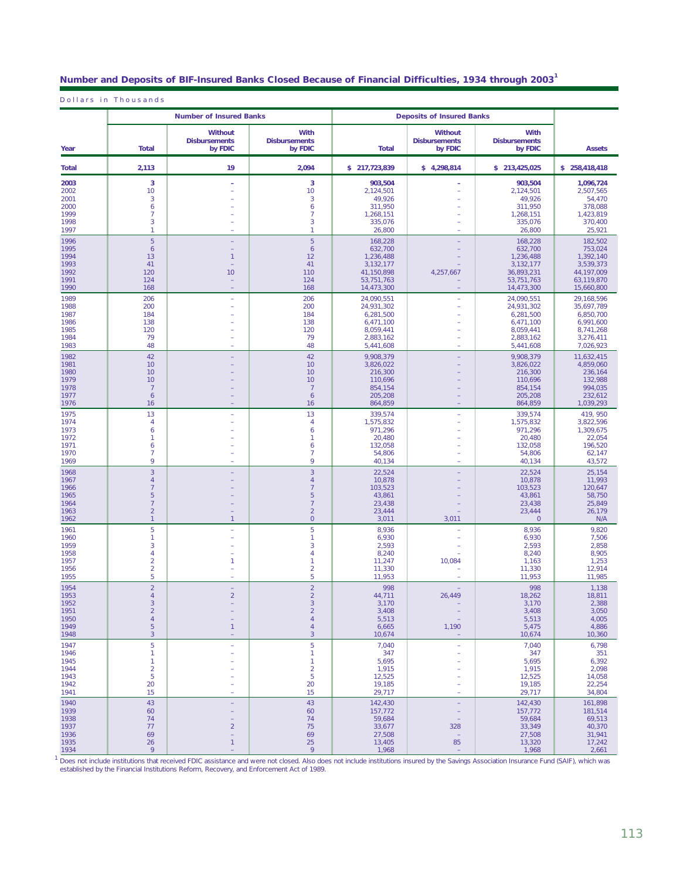## Number and Deposits of BIF-Insured Banks Closed Because of Financial Difficulties, 1934 through 2003[1]

Dollars in Thousands

| | Number of Insured Banks | | | Deposits of Insured Banks | | | |
|---|---|---|---|---|---|---|---|
| Year | Total | Without Disbursements by FDIC | With Disbursements by FDIC | Total | Without Disbursements by FDIC | With Disbursements by FDIC | Assets |
| **Total** | **2,113** | **19** | **2,094** | **$ 217,723,839** | **$ 4,298,814** | **$ 213,425,025** | **$ 258,418,418** |
| **2003** | **3** | **–** | **3** | **903,504** | **–** | **903,504** | **1,096,724** |
| 2002 | 10 | – | 10 | 2,124,501 | – | 2,124,501 | 2,507,565 |
| 2001 | 3 | – | 3 | 49,926 | – | 49,926 | 54,470 |
| 2000 | 6 | – | 6 | 311,950 | – | 311,950 | 378,088 |
| 1999 | 7 | – | 7 | 1,268,151 | – | 1,268,151 | 1,423,819 |
| 1998 | 3 | – | 3 | 335,076 | – | 335,076 | 370,400 |
| 1997 | 1 | – | 1 | 26,800 | – | 26,800 | 25,921 |
| 1996 | 5 | – | 5 | 168,228 | – | 168,228 | 182,502 |
| 1995 | 6 | – | 6 | 632,700 | – | 632,700 | 753,024 |
| 1994 | 13 | 1 | 12 | 1,236,488 | – | 1,236,488 | 1,392,140 |
| 1993 | 41 | – | 41 | 3,132,177 | – | 3,132,177 | 3,539,373 |
| 1992 | 120 | 10 | 110 | 41,150,898 | 4,257,667 | 36,893,231 | 44,197,009 |
| 1991 | 124 | – | 124 | 53,751,763 | – | 53,751,763 | 63,119,870 |
| 1990 | 168 | – | 168 | 14,473,300 | – | 14,473,300 | 15,660,800 |
| 1989 | 206 | – | 206 | 24,090,551 | – | 24,090,551 | 29,168,596 |
| 1988 | 200 | – | 200 | 24,931,302 | – | 24,931,302 | 35,697,789 |
| 1987 | 184 | – | 184 | 6,281,500 | – | 6,281,500 | 6,850,700 |
| 1986 | 138 | – | 138 | 6,471,100 | – | 6,471,100 | 6,991,600 |
| 1985 | 120 | – | 120 | 8,059,441 | – | 8,059,441 | 8,741,268 |
| 1984 | 79 | – | 79 | 2,883,162 | – | 2,883,162 | 3,276,411 |
| 1983 | 48 | – | 48 | 5,441,608 | – | 5,441,608 | 7,026,923 |
| 1982 | 42 | – | 42 | 9,908,379 | – | 9,908,379 | 11,632,415 |
| 1981 | 10 | – | 10 | 3,826,022 | – | 3,826,022 | 4,859,060 |
| 1980 | 10 | – | 10 | 216,300 | – | 216,300 | 236,164 |
| 1979 | 10 | – | 10 | 110,696 | – | 110,696 | 132,988 |
| 1978 | 7 | – | 7 | 854,154 | – | 854,154 | 994,035 |
| 1977 | 6 | – | 6 | 205,208 | – | 205,208 | 232,612 |
| 1976 | 16 | – | 16 | 864,859 | – | 864,859 | 1,039,293 |
| 1975 | 13 | – | 13 | 339,574 | – | 339,574 | 419, 950 |
| 1974 | 4 | – | 4 | 1,575,832 | – | 1,575,832 | 3,822,596 |
| 1973 | 6 | – | 6 | 971,296 | – | 971,296 | 1,309,675 |
| 1972 | 1 | – | 1 | 20,480 | – | 20,480 | 22,054 |
| 1971 | 6 | – | 6 | 132,058 | – | 132,058 | 196,520 |
| 1970 | 7 | – | 7 | 54,806 | – | 54,806 | 62,147 |
| 1969 | 9 | – | 9 | 40,134 | – | 40,134 | 43,572 |
| 1968 | 3 | – | 3 | 22,524 | – | 22,524 | 25,154 |
| 1967 | 4 | – | 4 | 10,878 | – | 10,878 | 11,993 |
| 1966 | 7 | – | 7 | 103,523 | – | 103,523 | 120,647 |
| 1965 | 5 | – | 5 | 43,861 | – | 43,861 | 58,750 |
| 1964 | 7 | – | 7 | 23,438 | – | 23,438 | 25,849 |
| 1963 | 2 | – | 2 | 23,444 | – | 23,444 | 26,179 |
| 1962 | 1 | 1 | 0 | 3,011 | 3,011 | 0 | N/A |
| 1961 | 5 | – | 5 | 8,936 | – | 8,936 | 9,820 |
| 1960 | 1 | – | 1 | 6,930 | – | 6,930 | 7,506 |
| 1959 | 3 | – | 3 | 2,593 | – | 2,593 | 2,858 |
| 1958 | 4 | – | 4 | 8,240 | – | 8,240 | 8,905 |
| 1957 | 2 | 1 | 1 | 11,247 | 10,084 | 1,163 | 1,253 |
| 1956 | 2 | – | 2 | 11,330 | – | 11,330 | 12,914 |
| 1955 | 5 | – | 5 | 11,953 | – | 11,953 | 11,985 |
| 1954 | 2 | – | 2 | 998 | – | 998 | 1,138 |
| 1953 | 4 | 2 | 2 | 44,711 | 26,449 | 18,262 | 18,811 |
| 1952 | 3 | – | 3 | 3,170 | – | 3,170 | 2,388 |
| 1951 | 2 | – | 2 | 3,408 | – | 3,408 | 3,050 |
| 1950 | 4 | – | 4 | 5,513 | – | 5,513 | 4,005 |
| 1949 | 5 | 1 | 4 | 6,665 | 1,190 | 5,475 | 4,886 |
| 1948 | 3 | – | 3 | 10,674 | – | 10,674 | 10,360 |
| 1947 | 5 | – | 5 | 7,040 | – | 7,040 | 6,798 |
| 1946 | 1 | – | 1 | 347 | – | 347 | 351 |
| 1945 | 1 | – | 1 | 5,695 | – | 5,695 | 6,392 |
| 1944 | 2 | – | 2 | 1,915 | – | 1,915 | 2,098 |
| 1943 | 5 | – | 5 | 12,525 | – | 12,525 | 14,058 |
| 1942 | 20 | – | 20 | 19,185 | – | 19,185 | 22,254 |
| 1941 | 15 | – | 15 | 29,717 | – | 29,717 | 34,804 |
| 1940 | 43 | – | 43 | 142,430 | – | 142,430 | 161,898 |
| 1939 | 60 | – | 60 | 157,772 | – | 157,772 | 181,514 |
| 1938 | 74 | – | 74 | 59,684 | – | 59,684 | 69,513 |
| 1937 | 77 | 2 | 75 | 33,677 | 328 | 33,349 | 40,370 |
| 1936 | 69 | – | 69 | 27,508 | – | 27,508 | 31,941 |
| 1935 | 26 | 1 | 25 | 13,405 | 85 | 13,320 | 17,242 |
| 1934 | 9 | – | 9 | 1,968 | – | 1,968 | 2,661 |

[1] Does not include institutions that received FDIC assistance and were not closed. Also does not include institutions insured by the Savings Association Insurance Fund (SAIF), which was established by the Financial Institutions Reform, Recovery, and Enforcement Act of 1989.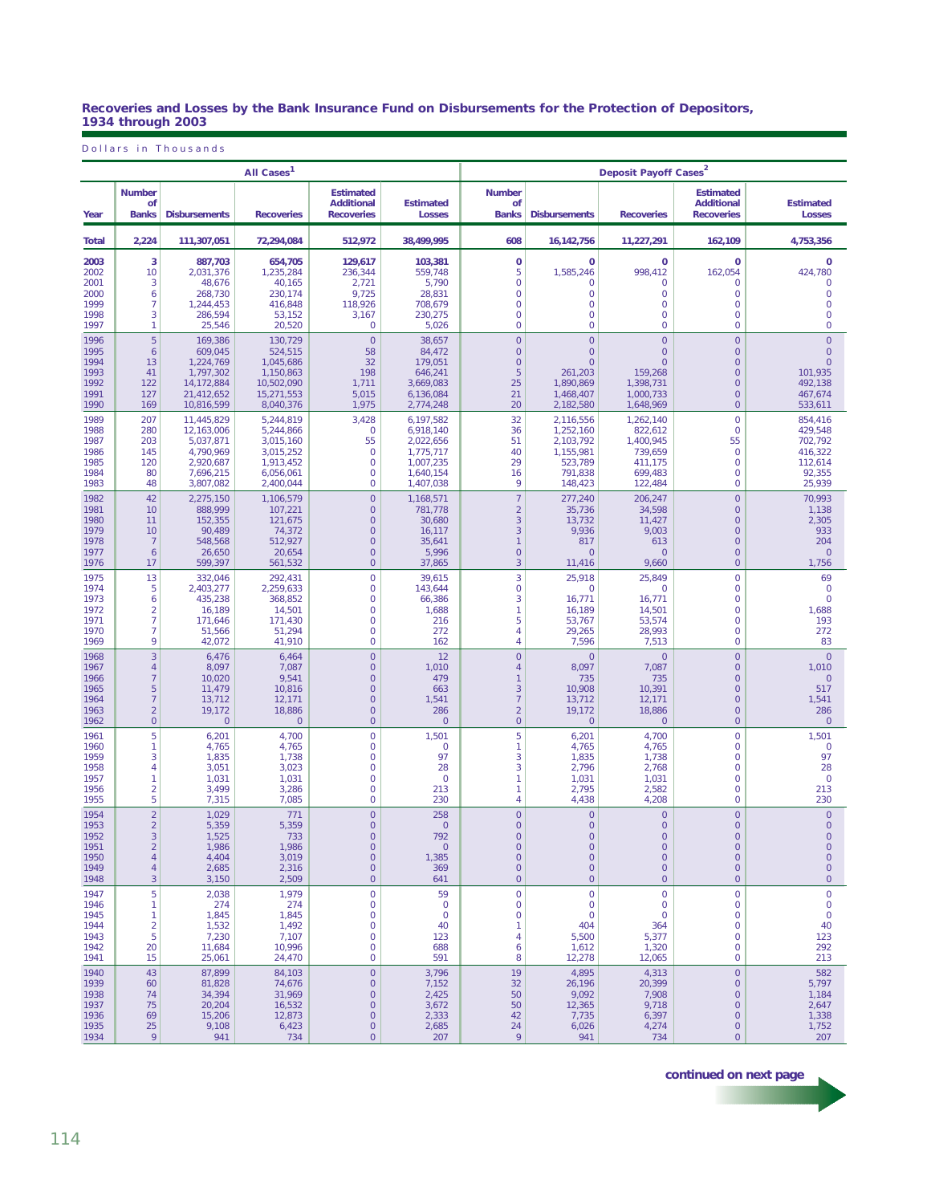### Recoveries and Losses by the Bank Insurance Fund on Disbursements for the Protection of Depositors, 1934 through 2003

Dollars in Thousands

| | All Cases[1] | | | | | Deposit Payoff Cases[2] | | | | |
|---|---|---|---|---|---|---|---|---|---|---|
| Year | Number of Banks | Disbursements | Recoveries | Estimated Additional Recoveries | Estimated Losses | Number of Banks | Disbursements | Recoveries | Estimated Additional Recoveries | Estimated Losses |
| **Total** | **2,224** | **111,307,051** | **72,294,084** | **512,972** | **38,499,995** | **608** | **16,142,756** | **11,227,291** | **162,109** | **4,753,356** |
| **2003** | **3** | **887,703** | **654,705** | **129,617** | **103,381** | **0** | **0** | **0** | **0** | **0** |
| 2002 | 10 | 2,031,376 | 1,235,284 | 236,344 | 559,748 | 5 | 1,585,246 | 998,412 | 162,054 | 424,780 |
| 2001 | 3 | 48,676 | 40,165 | 2,721 | 5,790 | 0 | 0 | 0 | 0 | 0 |
| 2000 | 6 | 268,730 | 230,174 | 9,725 | 28,831 | 0 | 0 | 0 | 0 | 0 |
| 1999 | 7 | 1,244,453 | 416,848 | 118,926 | 708,679 | 0 | 0 | 0 | 0 | 0 |
| 1998 | 3 | 286,594 | 53,152 | 3,167 | 230,275 | 0 | 0 | 0 | 0 | 0 |
| 1997 | 1 | 25,546 | 20,520 | 0 | 5,026 | 0 | 0 | 0 | 0 | 0 |
| 1996 | 5 | 169,386 | 130,729 | 0 | 38,657 | 0 | 0 | 0 | 0 | 0 |
| 1995 | 6 | 609,045 | 524,515 | 58 | 84,472 | 0 | 0 | 0 | 0 | 0 |
| 1994 | 13 | 1,224,769 | 1,045,686 | 32 | 179,051 | 0 | 0 | 0 | 0 | 0 |
| 1993 | 41 | 1,797,302 | 1,150,863 | 198 | 646,241 | 5 | 261,203 | 159,268 | 0 | 101,935 |
| 1992 | 122 | 14,172,884 | 10,502,090 | 1,711 | 3,669,083 | 25 | 1,890,869 | 1,398,731 | 0 | 492,138 |
| 1991 | 127 | 21,412,652 | 15,271,553 | 5,015 | 6,136,084 | 21 | 1,468,407 | 1,000,733 | 0 | 467,674 |
| 1990 | 169 | 10,816,599 | 8,040,376 | 1,975 | 2,774,248 | 20 | 2,182,580 | 1,648,969 | 0 | 533,611 |
| 1989 | 207 | 11,445,829 | 5,244,819 | 3,428 | 6,197,582 | 32 | 2,116,556 | 1,262,140 | 0 | 854,416 |
| 1988 | 280 | 12,163,006 | 5,244,866 | 0 | 6,918,140 | 36 | 1,252,160 | 822,612 | 0 | 429,548 |
| 1987 | 203 | 5,037,871 | 3,015,160 | 55 | 2,022,656 | 51 | 2,103,792 | 1,400,945 | 55 | 702,792 |
| 1986 | 145 | 4,790,969 | 3,015,252 | 0 | 1,775,717 | 40 | 1,155,981 | 739,659 | 0 | 416,322 |
| 1985 | 120 | 2,920,687 | 1,913,452 | 0 | 1,007,235 | 29 | 523,789 | 411,175 | 0 | 112,614 |
| 1984 | 80 | 7,696,215 | 6,056,061 | 0 | 1,640,154 | 16 | 791,838 | 699,483 | 0 | 92,355 |
| 1983 | 48 | 3,807,082 | 2,400,044 | 0 | 1,407,038 | 9 | 148,423 | 122,484 | 0 | 25,939 |
| 1982 | 42 | 2,275,150 | 1,106,579 | 0 | 1,168,571 | 7 | 277,240 | 206,247 | 0 | 70,993 |
| 1981 | 10 | 888,999 | 107,221 | 0 | 781,778 | 2 | 35,736 | 34,598 | 0 | 1,138 |
| 1980 | 11 | 152,355 | 121,675 | 0 | 30,680 | 3 | 13,732 | 11,427 | 0 | 2,305 |
| 1979 | 10 | 90,489 | 74,372 | 0 | 16,117 | 3 | 9,936 | 9,003 | 0 | 933 |
| 1978 | 7 | 548,568 | 512,927 | 0 | 35,641 | 1 | 817 | 613 | 0 | 204 |
| 1977 | 6 | 26,650 | 20,654 | 0 | 5,996 | 0 | 0 | 0 | 0 | 0 |
| 1976 | 17 | 599,397 | 561,532 | 0 | 37,865 | 3 | 11,416 | 9,660 | 0 | 1,756 |
| 1975 | 13 | 332,046 | 292,431 | 0 | 39,615 | 3 | 25,918 | 25,849 | 0 | 69 |
| 1974 | 5 | 2,403,277 | 2,259,633 | 0 | 143,644 | 0 | 0 | 0 | 0 | 0 |
| 1973 | 6 | 435,238 | 368,852 | 0 | 66,386 | 3 | 16,771 | 16,771 | 0 | 0 |
| 1972 | 2 | 16,189 | 14,501 | 0 | 1,688 | 1 | 16,189 | 14,501 | 0 | 1,688 |
| 1971 | 7 | 171,646 | 171,430 | 0 | 216 | 5 | 53,767 | 53,574 | 0 | 193 |
| 1970 | 7 | 51,566 | 51,294 | 0 | 272 | 4 | 29,265 | 28,993 | 0 | 272 |
| 1969 | 9 | 42,072 | 41,910 | 0 | 162 | 4 | 7,596 | 7,513 | 0 | 83 |
| 1968 | 3 | 6,476 | 6,464 | 0 | 12 | 0 | 0 | 0 | 0 | 0 |
| 1967 | 4 | 8,097 | 7,087 | 0 | 1,010 | 4 | 8,097 | 7,087 | 0 | 1,010 |
| 1966 | 7 | 10,020 | 9,541 | 0 | 479 | 1 | 735 | 735 | 0 | 0 |
| 1965 | 5 | 11,479 | 10,816 | 0 | 663 | 3 | 10,908 | 10,391 | 0 | 517 |
| 1964 | 7 | 13,712 | 12,171 | 0 | 1,541 | 7 | 13,712 | 12,171 | 0 | 1,541 |
| 1963 | 2 | 19,172 | 18,886 | 0 | 286 | 2 | 19,172 | 18,886 | 0 | 286 |
| 1962 | 0 | 0 | 0 | 0 | 0 | 0 | 0 | 0 | 0 | 0 |
| 1961 | 5 | 6,201 | 4,700 | 0 | 1,501 | 5 | 6,201 | 4,700 | 0 | 1,501 |
| 1960 | 1 | 4,765 | 4,765 | 0 | 0 | 1 | 4,765 | 4,765 | 0 | 0 |
| 1959 | 3 | 1,835 | 1,738 | 0 | 97 | 3 | 1,835 | 1,738 | 0 | 97 |
| 1958 | 4 | 3,051 | 3,023 | 0 | 28 | 3 | 2,796 | 2,768 | 0 | 28 |
| 1957 | 1 | 1,031 | 1,031 | 0 | 0 | 1 | 1,031 | 1,031 | 0 | 0 |
| 1956 | 2 | 3,499 | 3,286 | 0 | 213 | 1 | 2,795 | 2,582 | 0 | 213 |
| 1955 | 5 | 7,315 | 7,085 | 0 | 230 | 4 | 4,438 | 4,208 | 0 | 230 |
| 1954 | 2 | 1,029 | 771 | 0 | 258 | 0 | 0 | 0 | 0 | 0 |
| 1953 | 2 | 5,359 | 5,359 | 0 | 0 | 0 | 0 | 0 | 0 | 0 |
| 1952 | 3 | 1,525 | 733 | 0 | 792 | 0 | 0 | 0 | 0 | 0 |
| 1951 | 2 | 1,986 | 1,986 | 0 | 0 | 0 | 0 | 0 | 0 | 0 |
| 1950 | 4 | 4,404 | 3,019 | 0 | 1,385 | 0 | 0 | 0 | 0 | 0 |
| 1949 | 4 | 2,685 | 2,316 | 0 | 369 | 0 | 0 | 0 | 0 | 0 |
| 1948 | 3 | 3,150 | 2,509 | 0 | 641 | 0 | 0 | 0 | 0 | 0 |
| 1947 | 5 | 2,038 | 1,979 | 0 | 59 | 0 | 0 | 0 | 0 | 0 |
| 1946 | 1 | 274 | 274 | 0 | 0 | 0 | 0 | 0 | 0 | 0 |
| 1945 | 1 | 1,845 | 1,845 | 0 | 0 | 0 | 0 | 0 | 0 | 0 |
| 1944 | 2 | 1,532 | 1,492 | 0 | 40 | 1 | 404 | 364 | 0 | 40 |
| 1943 | 5 | 7,230 | 7,107 | 0 | 123 | 4 | 5,500 | 5,377 | 0 | 123 |
| 1942 | 20 | 11,684 | 10,996 | 0 | 688 | 6 | 1,612 | 1,320 | 0 | 292 |
| 1941 | 15 | 25,061 | 24,470 | 0 | 591 | 8 | 12,278 | 12,065 | 0 | 213 |
| 1940 | 43 | 87,899 | 84,103 | 0 | 3,796 | 19 | 4,895 | 4,313 | 0 | 582 |
| 1939 | 60 | 81,828 | 74,676 | 0 | 7,152 | 32 | 26,196 | 20,399 | 0 | 5,797 |
| 1938 | 74 | 34,394 | 31,969 | 0 | 2,425 | 50 | 9,092 | 7,908 | 0 | 1,184 |
| 1937 | 75 | 20,204 | 16,532 | 0 | 3,672 | 50 | 12,365 | 9,718 | 0 | 2,647 |
| 1936 | 69 | 15,206 | 12,873 | 0 | 2,333 | 42 | 7,735 | 6,397 | 0 | 1,338 |
| 1935 | 25 | 9,108 | 6,423 | 0 | 2,685 | 24 | 6,026 | 4,274 | 0 | 1,752 |
| 1934 | 9 | 941 | 734 | 0 | 207 | 9 | 941 | 734 | 0 | 207 |

**continued on next page**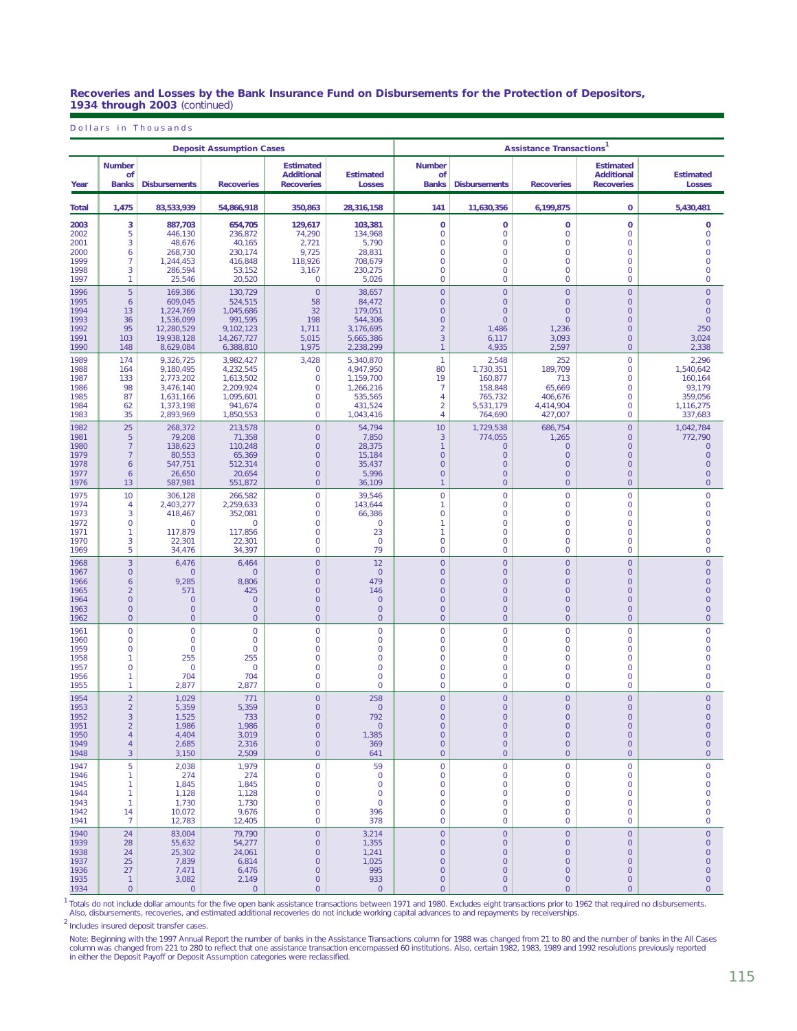## Recoveries and Losses by the Bank Insurance Fund on Disbursements for the Protection of Depositors, 1934 through 2003 *(continued)*

Dollars in Thousands

| | Deposit Assumption Cases | | | | | Assistance Transactions[1] | | | | |
|---|---|---|---|---|---|---|---|---|---|---|
| Year | Number of Banks | Disbursements | Recoveries | Estimated Additional Recoveries | Estimated Losses | Number of Banks | Disbursements | Recoveries | Estimated Additional Recoveries | Estimated Losses |
| **Total** | **1,475** | **83,533,939** | **54,866,918** | **350,863** | **28,316,158** | **141** | **11,630,356** | **6,199,875** | **0** | **5,430,481** |
| **2003** | **3** | **887,703** | **654,705** | **129,617** | **103,381** | **0** | **0** | **0** | **0** | **0** |
| 2002 | 5 | 446,130 | 236,872 | 74,290 | 134,968 | 0 | 0 | 0 | 0 | 0 |
| 2001 | 3 | 48,676 | 40,165 | 2,721 | 5,790 | 0 | 0 | 0 | 0 | 0 |
| 2000 | 6 | 268,730 | 230,174 | 9,725 | 28,831 | 0 | 0 | 0 | 0 | 0 |
| 1999 | 7 | 1,244,453 | 416,848 | 118,926 | 708,679 | 0 | 0 | 0 | 0 | 0 |
| 1998 | 3 | 286,594 | 53,152 | 3,167 | 230,275 | 0 | 0 | 0 | 0 | 0 |
| 1997 | 1 | 25,546 | 20,520 | 0 | 5,026 | 0 | 0 | 0 | 0 | 0 |
| 1996 | 5 | 169,386 | 130,729 | 0 | 38,657 | 0 | 0 | 0 | 0 | 0 |
| 1995 | 6 | 609,045 | 524,515 | 58 | 84,472 | 0 | 0 | 0 | 0 | 0 |
| 1994 | 13 | 1,224,769 | 1,045,686 | 32 | 179,051 | 0 | 0 | 0 | 0 | 0 |
| 1993 | 36 | 1,536,099 | 991,595 | 198 | 544,306 | 0 | 0 | 0 | 0 | 0 |
| 1992 | 95 | 12,280,529 | 9,102,123 | 1,711 | 3,176,695 | 2 | 1,486 | 1,236 | 0 | 250 |
| 1991 | 103 | 19,938,128 | 14,267,727 | 5,015 | 5,665,386 | 3 | 6,117 | 3,093 | 0 | 3,024 |
| 1990 | 148 | 8,629,084 | 6,388,810 | 1,975 | 2,238,299 | 1 | 4,935 | 2,597 | 0 | 2,338 |
| 1989 | 174 | 9,326,725 | 3,982,427 | 3,428 | 5,340,870 | 1 | 2,548 | 252 | 0 | 2,296 |
| 1988 | 164 | 9,180,495 | 4,232,545 | 0 | 4,947,950 | 80 | 1,730,351 | 189,709 | 0 | 1,540,642 |
| 1987 | 133 | 2,773,202 | 1,613,502 | 0 | 1,159,700 | 19 | 160,877 | 713 | 0 | 160,164 |
| 1986 | 98 | 3,476,140 | 2,209,924 | 0 | 1,266,216 | 7 | 158,848 | 65,669 | 0 | 93,179 |
| 1985 | 87 | 1,631,166 | 1,095,601 | 0 | 535,565 | 4 | 765,732 | 406,676 | 0 | 359,056 |
| 1984 | 62 | 1,373,198 | 941,674 | 0 | 431,524 | 2 | 5,531,179 | 4,414,904 | 0 | 1,116,275 |
| 1983 | 35 | 2,893,969 | 1,850,553 | 0 | 1,043,416 | 4 | 764,690 | 427,007 | 0 | 337,683 |
| 1982 | 25 | 268,372 | 213,578 | 0 | 54,794 | 10 | 1,729,538 | 686,754 | 0 | 1,042,784 |
| 1981 | 5 | 79,208 | 71,358 | 0 | 7,850 | 3 | 774,055 | 1,265 | 0 | 772,790 |
| 1980 | 7 | 138,623 | 110,248 | 0 | 28,375 | 1 | 0 | 0 | 0 | 0 |
| 1979 | 7 | 80,553 | 65,369 | 0 | 15,184 | 0 | 0 | 0 | 0 | 0 |
| 1978 | 6 | 547,751 | 512,314 | 0 | 35,437 | 0 | 0 | 0 | 0 | 0 |
| 1977 | 6 | 26,650 | 20,654 | 0 | 5,996 | 0 | 0 | 0 | 0 | 0 |
| 1976 | 13 | 587,981 | 551,872 | 0 | 36,109 | 1 | 0 | 0 | 0 | 0 |
| 1975 | 10 | 306,128 | 266,582 | 0 | 39,546 | 0 | 0 | 0 | 0 | 0 |
| 1974 | 4 | 2,403,277 | 2,259,633 | 0 | 143,644 | 1 | 0 | 0 | 0 | 0 |
| 1973 | 3 | 418,467 | 352,081 | 0 | 66,386 | 0 | 0 | 0 | 0 | 0 |
| 1972 | 0 | 0 | 0 | 0 | 0 | 1 | 0 | 0 | 0 | 0 |
| 1971 | 1 | 117,879 | 117,856 | 0 | 23 | 1 | 0 | 0 | 0 | 0 |
| 1970 | 3 | 22,301 | 22,301 | 0 | 0 | 0 | 0 | 0 | 0 | 0 |
| 1969 | 5 | 34,476 | 34,397 | 0 | 79 | 0 | 0 | 0 | 0 | 0 |
| 1968 | 3 | 6,476 | 6,464 | 0 | 12 | 0 | 0 | 0 | 0 | 0 |
| 1967 | 0 | 0 | 0 | 0 | 0 | 0 | 0 | 0 | 0 | 0 |
| 1966 | 6 | 9,285 | 8,806 | 0 | 479 | 0 | 0 | 0 | 0 | 0 |
| 1965 | 2 | 571 | 425 | 0 | 146 | 0 | 0 | 0 | 0 | 0 |
| 1964 | 0 | 0 | 0 | 0 | 0 | 0 | 0 | 0 | 0 | 0 |
| 1963 | 0 | 0 | 0 | 0 | 0 | 0 | 0 | 0 | 0 | 0 |
| 1962 | 0 | 0 | 0 | 0 | 0 | 0 | 0 | 0 | 0 | 0 |
| 1961 | 0 | 0 | 0 | 0 | 0 | 0 | 0 | 0 | 0 | 0 |
| 1960 | 0 | 0 | 0 | 0 | 0 | 0 | 0 | 0 | 0 | 0 |
| 1959 | 0 | 0 | 0 | 0 | 0 | 0 | 0 | 0 | 0 | 0 |
| 1958 | 1 | 255 | 255 | 0 | 0 | 0 | 0 | 0 | 0 | 0 |
| 1957 | 0 | 0 | 0 | 0 | 0 | 0 | 0 | 0 | 0 | 0 |
| 1956 | 1 | 704 | 704 | 0 | 0 | 0 | 0 | 0 | 0 | 0 |
| 1955 | 1 | 2,877 | 2,877 | 0 | 0 | 0 | 0 | 0 | 0 | 0 |
| 1954 | 2 | 1,029 | 771 | 0 | 258 | 0 | 0 | 0 | 0 | 0 |
| 1953 | 2 | 5,359 | 5,359 | 0 | 0 | 0 | 0 | 0 | 0 | 0 |
| 1952 | 3 | 1,525 | 733 | 0 | 792 | 0 | 0 | 0 | 0 | 0 |
| 1951 | 2 | 1,986 | 1,986 | 0 | 0 | 0 | 0 | 0 | 0 | 0 |
| 1950 | 4 | 4,404 | 3,019 | 0 | 1,385 | 0 | 0 | 0 | 0 | 0 |
| 1949 | 4 | 2,685 | 2,316 | 0 | 369 | 0 | 0 | 0 | 0 | 0 |
| 1948 | 3 | 3,150 | 2,509 | 0 | 641 | 0 | 0 | 0 | 0 | 0 |
| 1947 | 5 | 2,038 | 1,979 | 0 | 59 | 0 | 0 | 0 | 0 | 0 |
| 1946 | 1 | 274 | 274 | 0 | 0 | 0 | 0 | 0 | 0 | 0 |
| 1945 | 1 | 1,845 | 1,845 | 0 | 0 | 0 | 0 | 0 | 0 | 0 |
| 1944 | 1 | 1,128 | 1,128 | 0 | 0 | 0 | 0 | 0 | 0 | 0 |
| 1943 | 1 | 1,730 | 1,730 | 0 | 0 | 0 | 0 | 0 | 0 | 0 |
| 1942 | 14 | 10,072 | 9,676 | 0 | 396 | 0 | 0 | 0 | 0 | 0 |
| 1941 | 7 | 12,783 | 12,405 | 0 | 378 | 0 | 0 | 0 | 0 | 0 |
| 1940 | 24 | 83,004 | 79,790 | 0 | 3,214 | 0 | 0 | 0 | 0 | 0 |
| 1939 | 28 | 55,632 | 54,277 | 0 | 1,355 | 0 | 0 | 0 | 0 | 0 |
| 1938 | 24 | 25,302 | 24,061 | 0 | 1,241 | 0 | 0 | 0 | 0 | 0 |
| 1937 | 25 | 7,839 | 6,814 | 0 | 1,025 | 0 | 0 | 0 | 0 | 0 |
| 1936 | 27 | 7,471 | 6,476 | 0 | 995 | 0 | 0 | 0 | 0 | 0 |
| 1935 | 1 | 3,082 | 2,149 | 0 | 933 | 0 | 0 | 0 | 0 | 0 |
| 1934 | 0 | 0 | 0 | 0 | 0 | 0 | 0 | 0 | 0 | 0 |

[1] Totals do not include dollar amounts for the five open bank assistance transactions between 1971 and 1980. Excludes eight transactions prior to 1962 that required no disbursements. Also, disbursements, recoveries, and estimated additional recoveries do not include working capital advances to and repayments by receiverships.

[2] Includes insured deposit transfer cases.

Note: Beginning with the 1997 Annual Report the number of banks in the Assistance Transactions column for 1988 was changed from 21 to 80 and the number of banks in the All Cases column was changed from 221 to 280 to reflect that one assistance transaction encompassed 60 institutions. Also, certain 1982, 1983, 1989 and 1992 resolutions previously reported in either the Deposit Payoff or Deposit Assumption categories were reclassified.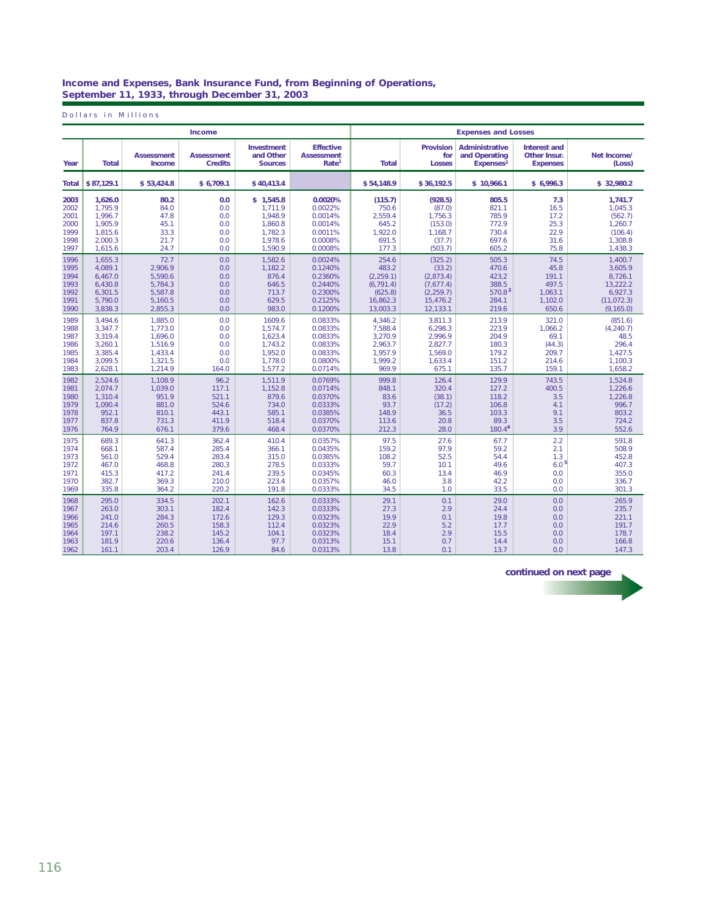## Income and Expenses, Bank Insurance Fund, from Beginning of Operations, September 11, 1933, through December 31, 2003

Dollars in Millions

| | Income | | | | | Expenses and Losses | | | | |
|---|---|---|---|---|---|---|---|---|---|---|
| Year | Total | Assessment Income | Assessment Credits | Investment and Other Sources | Effective Assessment Rate[1] | Total | Provision for Losses | Administrative and Operating Expenses[2] | Interest and Other Insur. Expenses | Net Income/ (Loss) |
| **Total** | **$ 87,129.1** | **$ 53,424.8** | **$ 6,709.1** | **$ 40,413.4** | | **$ 54,148.9** | **$ 36,192.5** | **$ 10,966.1** | **$ 6,996.3** | **$ 32,980.2** |
| **2003** | **1,626.0** | **80.2** | **0.0** | **$ 1,545.8** | **0.0020%** | **(115.7)** | **(928.5)** | **805.5** | **7.3** | **1,741.7** |
| 2002 | 1,795.9 | 84.0 | 0.0 | 1,711.9 | 0.0022% | 750.6 | (87.0) | 821.1 | 16.5 | 1,045.3 |
| 2001 | 1,996.7 | 47.8 | 0.0 | 1,948.9 | 0.0014% | 2,559.4 | 1,756.3 | 785.9 | 17.2 | (562.7) |
| 2000 | 1,905.9 | 45.1 | 0.0 | 1,860.8 | 0.0014% | 645.2 | (153.0) | 772.9 | 25.3 | 1,260.7 |
| 1999 | 1,815.6 | 33.3 | 0.0 | 1,782.3 | 0.0011% | 1,922.0 | 1,168.7 | 730.4 | 22.9 | (106.4) |
| 1998 | 2,000.3 | 21.7 | 0.0 | 1,978.6 | 0.0008% | 691.5 | (37.7) | 697.6 | 31.6 | 1,308.8 |
| 1997 | 1,615.6 | 24.7 | 0.0 | 1,590.9 | 0.0008% | 177.3 | (503.7) | 605.2 | 75.8 | 1,438.3 |
| 1996 | 1,655.3 | 72.7 | 0.0 | 1,582.6 | 0.0024% | 254.6 | (325.2) | 505.3 | 74.5 | 1,400.7 |
| 1995 | 4,089.1 | 2,906.9 | 0.0 | 1,182.2 | 0.1240% | 483.2 | (33.2) | 470.6 | 45.8 | 3,605.9 |
| 1994 | 6,467.0 | 5,590.6 | 0.0 | 876.4 | 0.2360% | (2,259.1) | (2,873.4) | 423.2 | 191.1 | 8,726.1 |
| 1993 | 6,430.8 | 5,784.3 | 0.0 | 646.5 | 0.2440% | (6,791.4) | (7,677.4) | 388.5 | 497.5 | 13,222.2 |
| 1992 | 6,301.5 | 5,587.8 | 0.0 | 713.7 | 0.2300% | (625.8) | (2,259.7) | 570.8[3] | 1,063.1 | 6,927.3 |
| 1991 | 5,790.0 | 5,160.5 | 0.0 | 629.5 | 0.2125% | 16,862.3 | 15,476.2 | 284.1 | 1,102.0 | (11,072.3) |
| 1990 | 3,838.3 | 2,855.3 | 0.0 | 983.0 | 0.1200% | 13,003.3 | 12,133.1 | 219.6 | 650.6 | (9,165.0) |
| 1989 | 3,494.6 | 1,885.0 | 0.0 | 1609.6 | 0.0833% | 4,346.2 | 3,811.3 | 213.9 | 321.0 | (851.6) |
| 1988 | 3,347.7 | 1,773.0 | 0.0 | 1,574.7 | 0.0833% | 7,588.4 | 6,298.3 | 223.9 | 1,066.2 | (4,240.7) |
| 1987 | 3,319.4 | 1,696.0 | 0.0 | 1,623.4 | 0.0833% | 3,270.9 | 2,996.9 | 204.9 | 69.1 | 48.5 |
| 1986 | 3,260.1 | 1,516.9 | 0.0 | 1,743.2 | 0.0833% | 2,963.7 | 2,827.7 | 180.3 | (44.3) | 296.4 |
| 1985 | 3,385.4 | 1,433.4 | 0.0 | 1,952.0 | 0.0833% | 1,957.9 | 1,569.0 | 179.2 | 209.7 | 1,427.5 |
| 1984 | 3,099.5 | 1,321.5 | 0.0 | 1,778.0 | 0.0800% | 1,999.2 | 1,633.4 | 151.2 | 214.6 | 1,100.3 |
| 1983 | 2,628.1 | 1,214.9 | 164.0 | 1,577.2 | 0.0714% | 969.9 | 675.1 | 135.7 | 159.1 | 1,658.2 |
| 1982 | 2,524.6 | 1,108.9 | 96.2 | 1,511.9 | 0.0769% | 999.8 | 126.4 | 129.9 | 743.5 | 1,524.8 |
| 1981 | 2,074.7 | 1,039.0 | 117.1 | 1,152.8 | 0.0714% | 848.1 | 320.4 | 127.2 | 400.5 | 1,226.6 |
| 1980 | 1,310.4 | 951.9 | 521.1 | 879.6 | 0.0370% | 83.6 | (38.1) | 118.2 | 3.5 | 1,226.8 |
| 1979 | 1,090.4 | 881.0 | 524.6 | 734.0 | 0.0333% | 93.7 | (17.2) | 106.8 | 4.1 | 996.7 |
| 1978 | 952.1 | 810.1 | 443.1 | 585.1 | 0.0385% | 148.9 | 36.5 | 103.3 | 9.1 | 803.2 |
| 1977 | 837.8 | 731.3 | 411.9 | 518.4 | 0.0370% | 113.6 | 20.8 | 89.3 | 3.5 | 724.2 |
| 1976 | 764.9 | 676.1 | 379.6 | 468.4 | 0.0370% | 212.3 | 28.0 | 180.4[4] | 3.9 | 552.6 |
| 1975 | 689.3 | 641.3 | 362.4 | 410.4 | 0.0357% | 97.5 | 27.6 | 67.7 | 2.2 | 591.8 |
| 1974 | 668.1 | 587.4 | 285.4 | 366.1 | 0.0435% | 159.2 | 97.9 | 59.2 | 2.1 | 508.9 |
| 1973 | 561.0 | 529.4 | 283.4 | 315.0 | 0.0385% | 108.2 | 52.5 | 54.4 | 1.3 | 452.8 |
| 1972 | 467.0 | 468.8 | 280.3 | 278.5 | 0.0333% | 59.7 | 10.1 | 49.6 | 6.0[5] | 407.3 |
| 1971 | 415.3 | 417.2 | 241.4 | 239.5 | 0.0345% | 60.3 | 13.4 | 46.9 | 0.0 | 355.0 |
| 1970 | 382.7 | 369.3 | 210.0 | 223.4 | 0.0357% | 46.0 | 3.8 | 42.2 | 0.0 | 336.7 |
| 1969 | 335.8 | 364.2 | 220.2 | 191.8 | 0.0333% | 34.5 | 1.0 | 33.5 | 0.0 | 301.3 |
| 1968 | 295.0 | 334.5 | 202.1 | 162.6 | 0.0333% | 29.1 | 0.1 | 29.0 | 0.0 | 265.9 |
| 1967 | 263.0 | 303.1 | 182.4 | 142.3 | 0.0333% | 27.3 | 2.9 | 24.4 | 0.0 | 235.7 |
| 1966 | 241.0 | 284.3 | 172.6 | 129.3 | 0.0323% | 19.9 | 0.1 | 19.8 | 0.0 | 221.1 |
| 1965 | 214.6 | 260.5 | 158.3 | 112.4 | 0.0323% | 22.9 | 5.2 | 17.7 | 0.0 | 191.7 |
| 1964 | 197.1 | 238.2 | 145.2 | 104.1 | 0.0323% | 18.4 | 2.9 | 15.5 | 0.0 | 178.7 |
| 1963 | 181.9 | 220.6 | 136.4 | 97.7 | 0.0313% | 15.1 | 0.7 | 14.4 | 0.0 | 166.8 |
| 1962 | 161.1 | 203.4 | 126.9 | 84.6 | 0.0313% | 13.8 | 0.1 | 13.7 | 0.0 | 147.3 |

**continued on next page**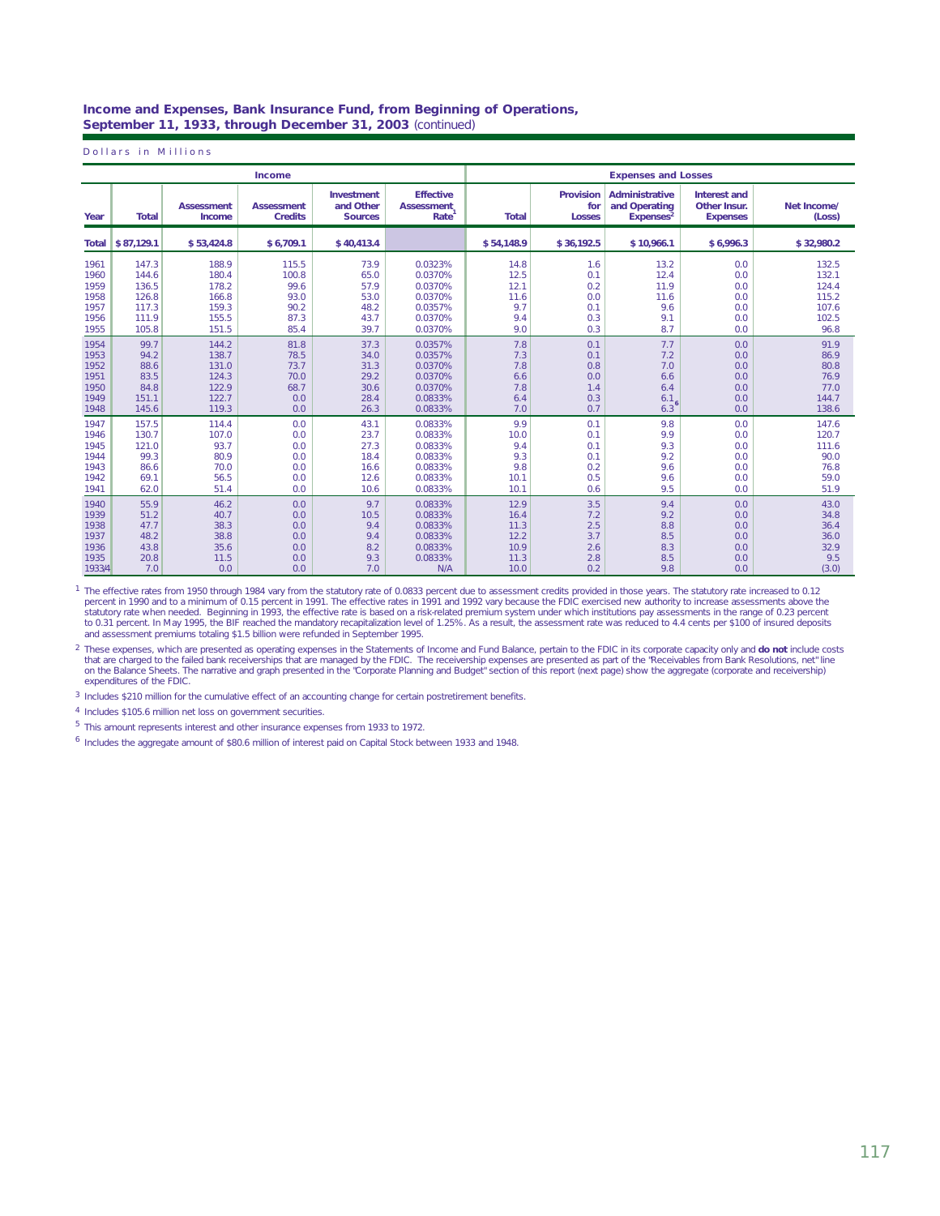**Income and Expenses, Bank Insurance Fund, from Beginning of Operations, September 11, 1933, through December 31, 2003** (continued)

Dollars in Millions

| | Income | | | | | Expenses and Losses | | | | |
|---|---|---|---|---|---|---|---|---|---|---|
| Year | Total | Assessment Income | Assessment Credits | Investment and Other Sources | Effective Assessment Rate[1] | Total | Provision for Losses | Administrative and Operating Expenses[2] | Interest and Other Insur. Expenses | Net Income/ (Loss) |
| **Total** | **$ 87,129.1** | **$ 53,424.8** | **$ 6,709.1** | **$ 40,413.4** | | **$ 54,148.9** | **$ 36,192.5** | **$ 10,966.1** | **$ 6,996.3** | **$ 32,980.2** |
| 1961 | 147.3 | 188.9 | 115.5 | 73.9 | 0.0323% | 14.8 | 1.6 | 13.2 | 0.0 | 132.5 |
| 1960 | 144.6 | 180.4 | 100.8 | 65.0 | 0.0370% | 12.5 | 0.1 | 12.4 | 0.0 | 132.1 |
| 1959 | 136.5 | 178.2 | 99.6 | 57.9 | 0.0370% | 12.1 | 0.2 | 11.9 | 0.0 | 124.4 |
| 1958 | 126.8 | 166.8 | 93.0 | 53.0 | 0.0370% | 11.6 | 0.0 | 11.6 | 0.0 | 115.2 |
| 1957 | 117.3 | 159.3 | 90.2 | 48.2 | 0.0357% | 9.7 | 0.1 | 9.6 | 0.0 | 107.6 |
| 1956 | 111.9 | 155.5 | 87.3 | 43.7 | 0.0370% | 9.4 | 0.3 | 9.1 | 0.0 | 102.5 |
| 1955 | 105.8 | 151.5 | 85.4 | 39.7 | 0.0370% | 9.0 | 0.3 | 8.7 | 0.0 | 96.8 |
| 1954 | 99.7 | 144.2 | 81.8 | 37.3 | 0.0357% | 7.8 | 0.1 | 7.7 | 0.0 | 91.9 |
| 1953 | 94.2 | 138.7 | 78.5 | 34.0 | 0.0357% | 7.3 | 0.1 | 7.2 | 0.0 | 86.9 |
| 1952 | 88.6 | 131.0 | 73.7 | 31.3 | 0.0370% | 7.8 | 0.8 | 7.0 | 0.0 | 80.8 |
| 1951 | 83.5 | 124.3 | 70.0 | 29.2 | 0.0370% | 6.6 | 0.0 | 6.6 | 0.0 | 76.9 |
| 1950 | 84.8 | 122.9 | 68.7 | 30.6 | 0.0370% | 7.8 | 1.4 | 6.4 | 0.0 | 77.0 |
| 1949 | 151.1 | 122.7 | 0.0 | 28.4 | 0.0833% | 6.4 | 0.3 | 6.1[6] | 0.0 | 144.7 |
| 1948 | 145.6 | 119.3 | 0.0 | 26.3 | 0.0833% | 7.0 | 0.7 | 6.3 | 0.0 | 138.6 |
| 1947 | 157.5 | 114.4 | 0.0 | 43.1 | 0.0833% | 9.9 | 0.1 | 9.8 | 0.0 | 147.6 |
| 1946 | 130.7 | 107.0 | 0.0 | 23.7 | 0.0833% | 10.0 | 0.1 | 9.9 | 0.0 | 120.7 |
| 1945 | 121.0 | 93.7 | 0.0 | 27.3 | 0.0833% | 9.4 | 0.1 | 9.3 | 0.0 | 111.6 |
| 1944 | 99.3 | 80.9 | 0.0 | 18.4 | 0.0833% | 9.3 | 0.1 | 9.2 | 0.0 | 90.0 |
| 1943 | 86.6 | 70.0 | 0.0 | 16.6 | 0.0833% | 9.8 | 0.2 | 9.6 | 0.0 | 76.8 |
| 1942 | 69.1 | 56.5 | 0.0 | 12.6 | 0.0833% | 10.1 | 0.5 | 9.6 | 0.0 | 59.0 |
| 1941 | 62.0 | 51.4 | 0.0 | 10.6 | 0.0833% | 10.1 | 0.6 | 9.5 | 0.0 | 51.9 |
| 1940 | 55.9 | 46.2 | 0.0 | 9.7 | 0.0833% | 12.9 | 3.5 | 9.4 | 0.0 | 43.0 |
| 1939 | 51.2 | 40.7 | 0.0 | 10.5 | 0.0833% | 16.4 | 7.2 | 9.2 | 0.0 | 34.8 |
| 1938 | 47.7 | 38.3 | 0.0 | 9.4 | 0.0833% | 11.3 | 2.5 | 8.8 | 0.0 | 36.4 |
| 1937 | 48.2 | 38.8 | 0.0 | 9.4 | 0.0833% | 12.2 | 3.7 | 8.5 | 0.0 | 36.0 |
| 1936 | 43.8 | 35.6 | 0.0 | 8.2 | 0.0833% | 10.9 | 2.6 | 8.3 | 0.0 | 32.9 |
| 1935 | 20.8 | 11.5 | 0.0 | 9.3 | 0.0833% | 11.3 | 2.8 | 8.5 | 0.0 | 9.5 |
| 1933/4 | 7.0 | 0.0 | 0.0 | 7.0 | N/A | 10.0 | 0.2 | 9.8 | 0.0 | (3.0) |

[1] The effective rates from 1950 through 1984 vary from the statutory rate of 0.0833 percent due to assessment credits provided in those years. The statutory rate increased to 0.12 percent in 1990 and to a minimum of 0.15 percent in 1991. The effective rates in 1991 and 1992 vary because the FDIC exercised new authority to increase assessments above the statutory rate when needed. Beginning in 1993, the effective rate is based on a risk-related premium system under which institutions pay assessments in the range of 0.23 percent to 0.31 percent. In May 1995, the BIF reached the mandatory recapitalization level of 1.25%. As a result, the assessment rate was reduced to 4.4 cents per $100 of insured deposits and assessment premiums totaling $1.5 billion were refunded in September 1995.

[2] These expenses, which are presented as operating expenses in the Statements of Income and Fund Balance, pertain to the FDIC in its corporate capacity only and **do not** include costs that are charged to the failed bank receiverships that are managed by the FDIC. The receivership expenses are presented as part of the "Receivables from Bank Resolutions, net" line on the Balance Sheets. The narrative and graph presented in the "Corporate Planning and Budget" section of this report (next page) show the aggregate (corporate and receivership) expenditures of the FDIC.

[3] Includes $210 million for the cumulative effect of an accounting change for certain postretirement benefits.

[4] Includes $105.6 million net loss on government securities.

[5] This amount represents interest and other insurance expenses from 1933 to 1972.

[6] Includes the aggregate amount of $80.6 million of interest paid on Capital Stock between 1933 and 1948.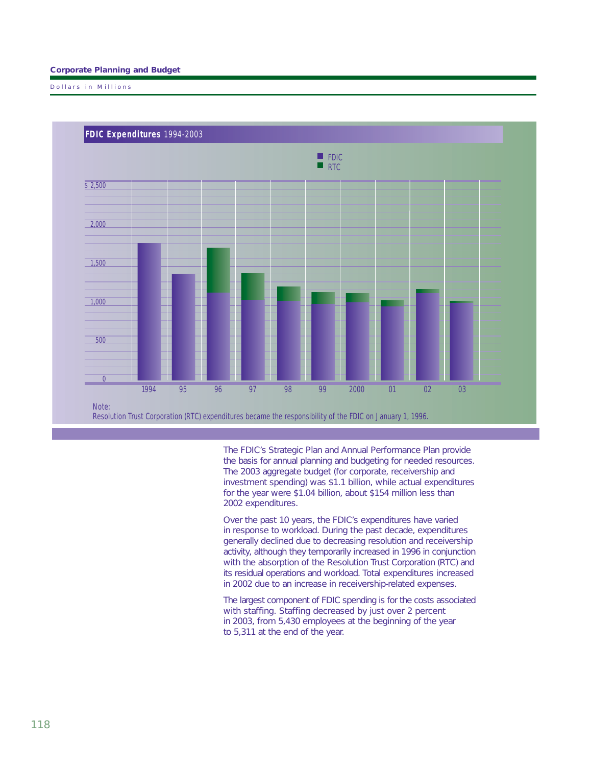## Corporate Planning and Budget

Dollars in Millions

**FDIC Expenditures** 1994-2003

Note:
Resolution Trust Corporation (RTC) expenditures became the responsibility of the FDIC on January 1, 1996.

The FDIC's Strategic Plan and Annual Performance Plan provide the basis for annual planning and budgeting for needed resources. The 2003 aggregate budget (for corporate, receivership and investment spending) was $1.1 billion, while actual expenditures for the year were $1.04 billion, about $154 million less than 2002 expenditures.

Over the past 10 years, the FDIC's expenditures have varied in response to workload. During the past decade, expenditures generally declined due to decreasing resolution and receivership activity, although they temporarily increased in 1996 in conjunction with the absorption of the Resolution Trust Corporation (RTC) and its residual operations and workload. Total expenditures increased in 2002 due to an increase in receivership-related expenses.

The largest component of FDIC spending is for the costs associated with staffing. Staffing decreased by just over 2 percent in 2003, from 5,430 employees at the beginning of the year to 5,311 at the end of the year.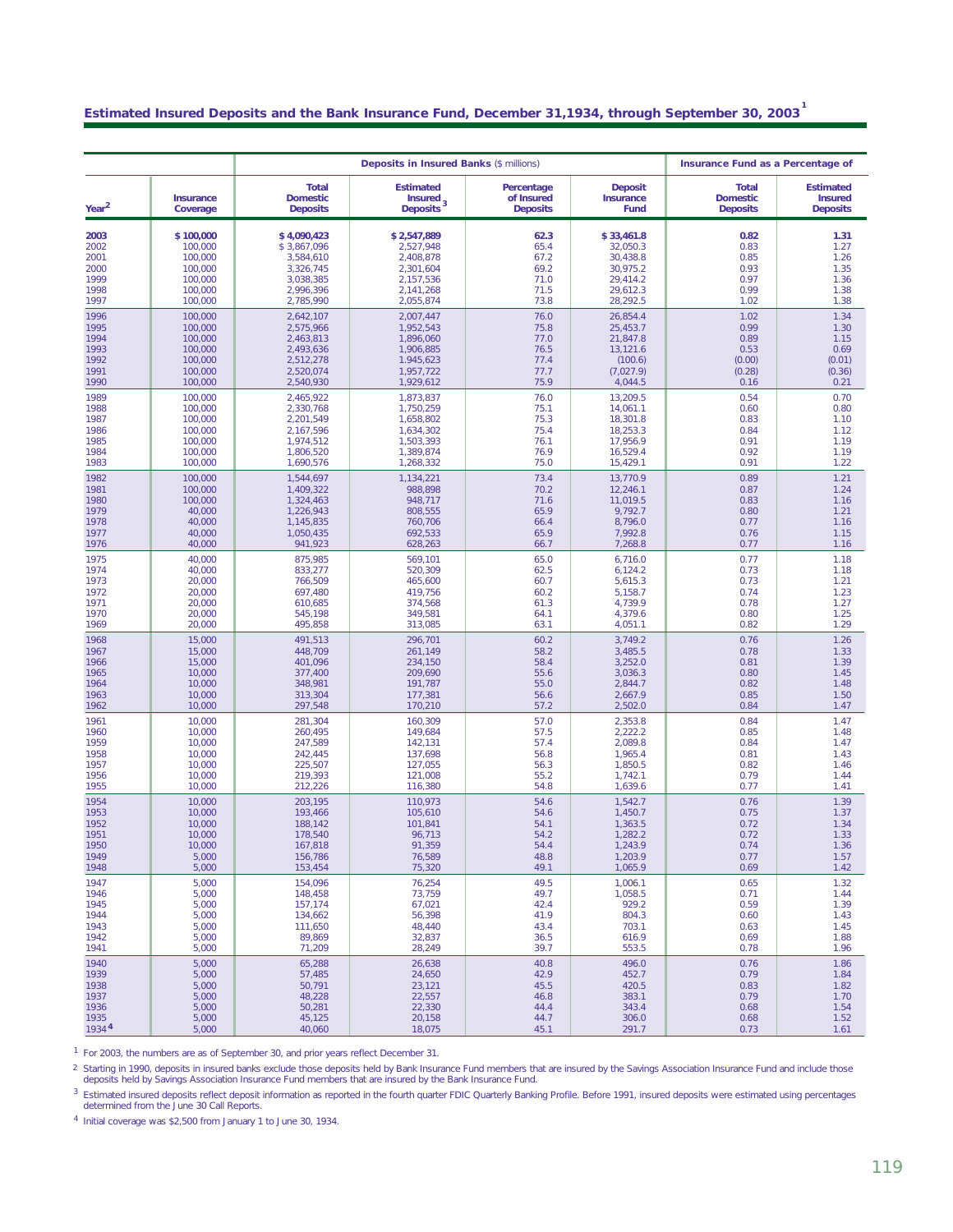## Estimated Insured Deposits and the Bank Insurance Fund, December 31,1934, through September 30, 2003[1]

| | | Deposits in Insured Banks ($ millions) | | | | Insurance Fund as a Percentage of | |
|---|---|---|---|---|---|---|---|
| Year[2] | Insurance Coverage | Total Domestic Deposits | Estimated Insured Deposits[3] | Percentage of Insured Deposits | Deposit Insurance Fund | Total Domestic Deposits | Estimated Insured Deposits |
| **2003** | **$ 100,000** | **$ 4,090,423** | **$ 2,547,889** | **62.3** | **$ 33,461.8** | **0.82** | **1.31** |
| 2002 | 100,000 | $ 3,867,096 | 2,527,948 | 65.4 | 32,050.3 | 0.83 | 1.27 |
| 2001 | 100,000 | 3,584,610 | 2,408,878 | 67.2 | 30,438.8 | 0.85 | 1.26 |
| 2000 | 100,000 | 3,326,745 | 2,301,604 | 69.2 | 30,975.2 | 0.93 | 1.35 |
| 1999 | 100,000 | 3,038,385 | 2,157,536 | 71.0 | 29,414.2 | 0.97 | 1.36 |
| 1998 | 100,000 | 2,996,396 | 2,141,268 | 71.5 | 29,612.3 | 0.99 | 1.38 |
| 1997 | 100,000 | 2,785,990 | 2,055,874 | 73.8 | 28,292.5 | 1.02 | 1.38 |
| 1996 | 100,000 | 2,642,107 | 2,007,447 | 76.0 | 26,854.4 | 1.02 | 1.34 |
| 1995 | 100,000 | 2,575,966 | 1,952,543 | 75.8 | 25,453.7 | 0.99 | 1.30 |
| 1994 | 100,000 | 2,463,813 | 1,896,060 | 77.0 | 21,847.8 | 0.89 | 1.15 |
| 1993 | 100,000 | 2,493,636 | 1,906,885 | 76.5 | 13,121.6 | 0.53 | 0.69 |
| 1992 | 100,000 | 2,512,278 | 1,945,623 | 77.4 | (100.6) | (0.00) | (0.01) |
| 1991 | 100,000 | 2,520,074 | 1,957,722 | 77.7 | (7,027.9) | (0.28) | (0.36) |
| 1990 | 100,000 | 2,540,930 | 1,929,612 | 75.9 | 4,044.5 | 0.16 | 0.21 |
| 1989 | 100,000 | 2,465,922 | 1,873,837 | 76.0 | 13,209.5 | 0.54 | 0.70 |
| 1988 | 100,000 | 2,330,768 | 1,750,259 | 75.1 | 14,061.1 | 0.60 | 0.80 |
| 1987 | 100,000 | 2,201,549 | 1,658,802 | 75.3 | 18,301.8 | 0.83 | 1.10 |
| 1986 | 100,000 | 2,167,596 | 1,634,302 | 75.4 | 18,253.3 | 0.84 | 1.12 |
| 1985 | 100,000 | 1,974,512 | 1,503,393 | 76.1 | 17,956.9 | 0.91 | 1.19 |
| 1984 | 100,000 | 1,806,520 | 1,389,874 | 76.9 | 16,529.4 | 0.92 | 1.19 |
| 1983 | 100,000 | 1,690,576 | 1,268,332 | 75.0 | 15,429.1 | 0.91 | 1.22 |
| 1982 | 100,000 | 1,544,697 | 1,134,221 | 73.4 | 13,770.9 | 0.89 | 1.21 |
| 1981 | 100,000 | 1,409,322 | 988,898 | 70.2 | 12,246.1 | 0.87 | 1.24 |
| 1980 | 100,000 | 1,324,463 | 948,717 | 71.6 | 11,019.5 | 0.83 | 1.16 |
| 1979 | 40,000 | 1,226,943 | 808,555 | 65.9 | 9,792.7 | 0.80 | 1.21 |
| 1978 | 40,000 | 1,145,835 | 760,706 | 66.4 | 8,796.0 | 0.77 | 1.16 |
| 1977 | 40,000 | 1,050,435 | 692,533 | 65.9 | 7,992.8 | 0.76 | 1.15 |
| 1976 | 40,000 | 941,923 | 628,263 | 66.7 | 7,268.8 | 0.77 | 1.16 |
| 1975 | 40,000 | 875,985 | 569,101 | 65.0 | 6,716.0 | 0.77 | 1.18 |
| 1974 | 40,000 | 833,277 | 520,309 | 62.5 | 6,124.2 | 0.73 | 1.18 |
| 1973 | 20,000 | 766,509 | 465,600 | 60.7 | 5,615.3 | 0.73 | 1.21 |
| 1972 | 20,000 | 697,480 | 419,756 | 60.2 | 5,158.7 | 0.74 | 1.23 |
| 1971 | 20,000 | 610,685 | 374,568 | 61.3 | 4,739.9 | 0.78 | 1.27 |
| 1970 | 20,000 | 545,198 | 349,581 | 64.1 | 4,379.6 | 0.80 | 1.25 |
| 1969 | 20,000 | 495,858 | 313,085 | 63.1 | 4,051.1 | 0.82 | 1.29 |
| 1968 | 15,000 | 491,513 | 296,701 | 60.2 | 3,749.2 | 0.76 | 1.26 |
| 1967 | 15,000 | 448,709 | 261,149 | 58.2 | 3,485.5 | 0.78 | 1.33 |
| 1966 | 15,000 | 401,096 | 234,150 | 58.4 | 3,252.0 | 0.81 | 1.39 |
| 1965 | 10,000 | 377,400 | 209,690 | 55.6 | 3,036.3 | 0.80 | 1.45 |
| 1964 | 10,000 | 348,981 | 191,787 | 55.0 | 2,844.7 | 0.82 | 1.48 |
| 1963 | 10,000 | 313,304 | 177,381 | 56.6 | 2,667.9 | 0.85 | 1.50 |
| 1962 | 10,000 | 297,548 | 170,210 | 57.2 | 2,502.0 | 0.84 | 1.47 |
| 1961 | 10,000 | 281,304 | 160,309 | 57.0 | 2,353.8 | 0.84 | 1.47 |
| 1960 | 10,000 | 260,495 | 149,684 | 57.5 | 2,222.2 | 0.85 | 1.48 |
| 1959 | 10,000 | 247,589 | 142,131 | 57.4 | 2,089.8 | 0.84 | 1.47 |
| 1958 | 10,000 | 242,445 | 137,698 | 56.8 | 1,965.4 | 0.81 | 1.43 |
| 1957 | 10,000 | 225,507 | 127,055 | 56.3 | 1,850.5 | 0.82 | 1.46 |
| 1956 | 10,000 | 219,393 | 121,008 | 55.2 | 1,742.1 | 0.79 | 1.44 |
| 1955 | 10,000 | 212,226 | 116,380 | 54.8 | 1,639.6 | 0.77 | 1.41 |
| 1954 | 10,000 | 203,195 | 110,973 | 54.6 | 1,542.7 | 0.76 | 1.39 |
| 1953 | 10,000 | 193,466 | 105,610 | 54.6 | 1,450.7 | 0.75 | 1.37 |
| 1952 | 10,000 | 188,142 | 101,841 | 54.1 | 1,363.5 | 0.72 | 1.34 |
| 1951 | 10,000 | 178,540 | 96,713 | 54.2 | 1,282.2 | 0.72 | 1.33 |
| 1950 | 10,000 | 167,818 | 91,359 | 54.4 | 1,243.9 | 0.74 | 1.36 |
| 1949 | 5,000 | 156,786 | 76,589 | 48.8 | 1,203.9 | 0.77 | 1.57 |
| 1948 | 5,000 | 153,454 | 75,320 | 49.1 | 1,065.9 | 0.69 | 1.42 |
| 1947 | 5,000 | 154,096 | 76,254 | 49.5 | 1,006.1 | 0.65 | 1.32 |
| 1946 | 5,000 | 148,458 | 73,759 | 49.7 | 1,058.5 | 0.71 | 1.44 |
| 1945 | 5,000 | 157,174 | 67,021 | 42.4 | 929.2 | 0.59 | 1.39 |
| 1944 | 5,000 | 134,662 | 56,398 | 41.9 | 804.3 | 0.60 | 1.43 |
| 1943 | 5,000 | 111,650 | 48,440 | 43.4 | 703.1 | 0.63 | 1.45 |
| 1942 | 5,000 | 89,869 | 32,837 | 36.5 | 616.9 | 0.69 | 1.88 |
| 1941 | 5,000 | 71,209 | 28,249 | 39.7 | 553.5 | 0.78 | 1.96 |
| 1940 | 5,000 | 65,288 | 26,638 | 40.8 | 496.0 | 0.76 | 1.86 |
| 1939 | 5,000 | 57,485 | 24,650 | 42.9 | 452.7 | 0.79 | 1.84 |
| 1938 | 5,000 | 50,791 | 23,121 | 45.5 | 420.5 | 0.83 | 1.82 |
| 1937 | 5,000 | 48,228 | 22,557 | 46.8 | 383.1 | 0.79 | 1.70 |
| 1936 | 5,000 | 50,281 | 22,330 | 44.4 | 343.4 | 0.68 | 1.54 |
| 1935 | 5,000 | 45,125 | 20,158 | 44.7 | 306.0 | 0.68 | 1.52 |
| 1934[4] | 5,000 | 40,060 | 18,075 | 45.1 | 291.7 | 0.73 | 1.61 |

[1] For 2003, the numbers are as of September 30, and prior years reflect December 31.

[2] Starting in 1990, deposits in insured banks exclude those deposits held by Bank Insurance Fund members that are insured by the Savings Association Insurance Fund and include those deposits held by Savings Association Insurance Fund members that are insured by the Bank Insurance Fund.

[3] Estimated insured deposits reflect deposit information as reported in the fourth quarter FDIC Quarterly Banking Profile. Before 1991, insured deposits were estimated using percentages determined from the June 30 Call Reports.

[4] Initial coverage was $2,500 from January 1 to June 30, 1934.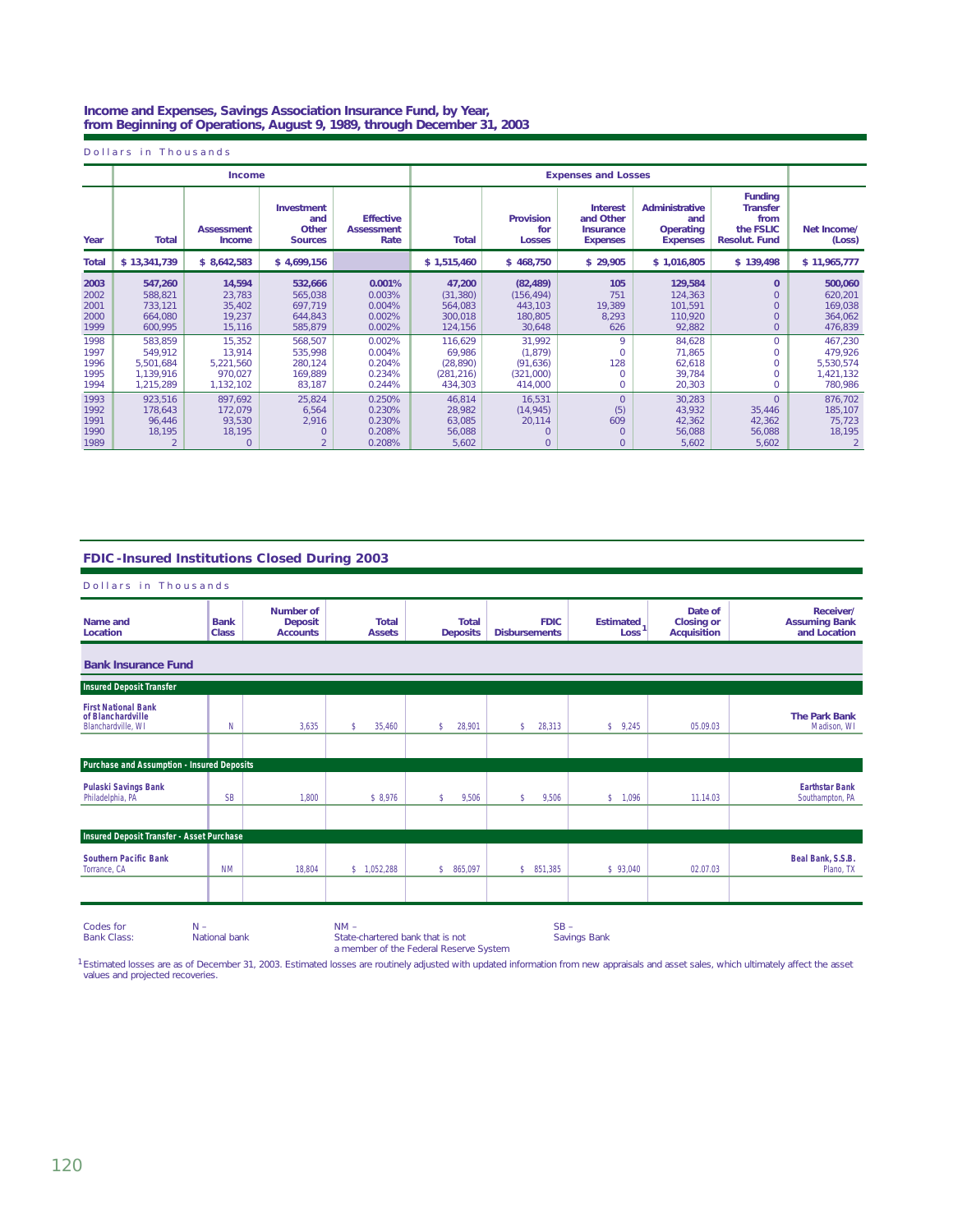## Income and Expenses, Savings Association Insurance Fund, by Year, from Beginning of Operations, August 9, 1989, through December 31, 2003

Dollars in Thousands

| | Income | | | | Expenses and Losses | | | | | |
|---|---|---|---|---|---|---|---|---|---|---|
| Year | Total | Assessment Income | Investment and Other Sources | Effective Assessment Rate | Total | Provision for Losses | Interest and Other Insurance Expenses | Administrative and Operating Expenses | Funding Transfer from the FSLIC Resolut. Fund | Net Income/ (Loss) |
| **Total** | **$ 13,341,739** | **$ 8,642,583** | **$ 4,699,156** | | **$ 1,515,460** | **$ 468,750** | **$ 29,905** | **$ 1,016,805** | **$ 139,498** | **$ 11,965,777** |
| **2003** | **547,260** | **14,594** | **532,666** | **0.001%** | **47,200** | **(82,489)** | **105** | **129,584** | **0** | **500,060** |
| 2002 | 588,821 | 23,783 | 565,038 | 0.003% | (31,380) | (156,494) | 751 | 124,363 | 0 | 620,201 |
| 2001 | 733,121 | 35,402 | 697,719 | 0.004% | 564,083 | 443,103 | 19,389 | 101,591 | 0 | 169,038 |
| 2000 | 664,080 | 19,237 | 644,843 | 0.002% | 300,018 | 180,805 | 8,293 | 110,920 | 0 | 364,062 |
| 1999 | 600,995 | 15,116 | 585,879 | 0.002% | 124,156 | 30,648 | 626 | 92,882 | 0 | 476,839 |
| 1998 | 583,859 | 15,352 | 568,507 | 0.002% | 116,629 | 31,992 | 9 | 84,628 | 0 | 467,230 |
| 1997 | 549,912 | 13,914 | 535,998 | 0.004% | 69,986 | (1,879) | 0 | 71,865 | 0 | 479,926 |
| 1996 | 5,501,684 | 5,221,560 | 280,124 | 0.204% | (28,890) | (91,636) | 128 | 62,618 | 0 | 5,530,574 |
| 1995 | 1,139,916 | 970,027 | 169,889 | 0.234% | (281,216) | (321,000) | 0 | 39,784 | 0 | 1,421,132 |
| 1994 | 1,215,289 | 1,132,102 | 83,187 | 0.244% | 434,303 | 414,000 | 0 | 20,303 | 0 | 780,986 |
| 1993 | 923,516 | 897,692 | 25,824 | 0.250% | 46,814 | 16,531 | 0 | 30,283 | 0 | 876,702 |
| 1992 | 178,643 | 172,079 | 6,564 | 0.230% | 28,982 | (14,945) | (5) | 43,932 | 35,446 | 185,107 |
| 1991 | 96,446 | 93,530 | 2,916 | 0.230% | 63,085 | 20,114 | 609 | 42,362 | 42,362 | 75,723 |
| 1990 | 18,195 | 18,195 | 0 | 0.208% | 56,088 | 0 | 0 | 56,088 | 56,088 | 18,195 |
| 1989 | 2 | 0 | 2 | 0.208% | 5,602 | 0 | 0 | 5,602 | 5,602 | 2 |

## FDIC-Insured Institutions Closed During 2003

Dollars in Thousands

| Name and Location | Bank Class | Number of Deposit Accounts | Total Assets | Total Deposits | FDIC Disbursements | Estimated Loss[1] | Date of Closing or Acquisition | Receiver/ Assuming Bank and Location |
|---|---|---|---|---|---|---|---|---|
| **Bank Insurance Fund** | | | | | | | | |
| **Insured Deposit Transfer** | | | | | | | | |
| **First National Bank of Blanchardville** Blanchardville, WI | N | 3,635 | $ 35,460 | $ 28,901 | $ 28,313 | $ 9,245 | 05.09.03 | **The Park Bank** Madison, WI |
| **Purchase and Assumption - Insured Deposits** | | | | | | | | |
| **Pulaski Savings Bank** Philadelphia, PA | SB | 1,800 | $ 8,976 | $ 9,506 | $ 9,506 | $ 1,096 | 11.14.03 | **Earthstar Bank** Southampton, PA |
| **Insured Deposit Transfer - Asset Purchase** | | | | | | | | |
| **Southern Pacific Bank** Torrance, CA | NM | 18,804 | $ 1,052,288 | $ 865,097 | $ 851,385 | $ 93,040 | 02.07.03 | **Beal Bank, S.S.B.** Plano, TX |

Codes for Bank Class: N – National bank; NM – State-chartered bank that is not a member of the Federal Reserve System; SB – Savings Bank

[1] Estimated losses are as of December 31, 2003. Estimated losses are routinely adjusted with updated information from new appraisals and asset sales, which ultimately affect the asset values and projected recoveries.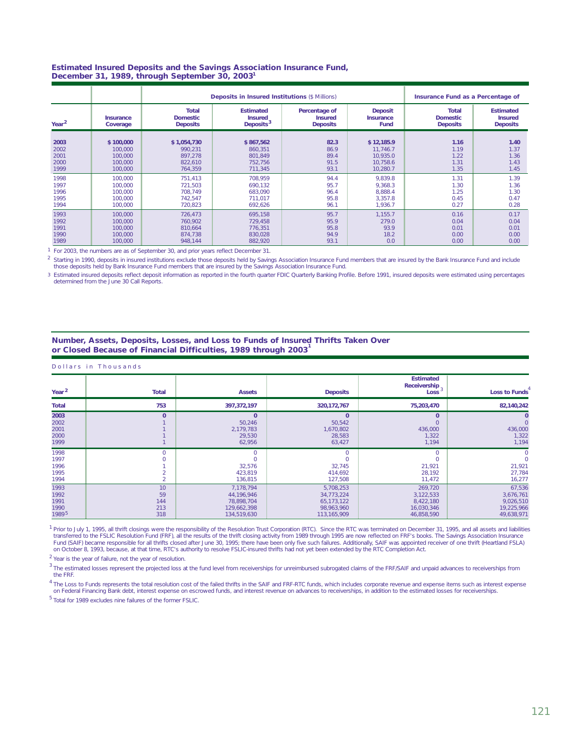### Estimated Insured Deposits and the Savings Association Insurance Fund, December 31, 1989, through September 30, 2003[1]

| | | Deposits in Insured Institutions ($ Millions) | | | | Insurance Fund as a Percentage of | |
|---|---|---|---|---|---|---|---|
| Year[2] | Insurance Coverage | Total Domestic Deposits | Estimated Insured Deposits[3] | Percentage of Insured Deposits | Deposit Insurance Fund | Total Domestic Deposits | Estimated Insured Deposits |
| **2003** | **$ 100,000** | **$ 1,054,730** | **$ 867,562** | **82.3** | **$ 12,185.9** | **1.16** | **1.40** |
| 2002 | 100,000 | 990,231 | 860,351 | 86.9 | 11,746.7 | 1.19 | 1.37 |
| 2001 | 100,000 | 897,278 | 801,849 | 89.4 | 10,935.0 | 1.22 | 1.36 |
| 2000 | 100,000 | 822,610 | 752,756 | 91.5 | 10,758.6 | 1.31 | 1.43 |
| 1999 | 100,000 | 764,359 | 711,345 | 93.1 | 10,280.7 | 1.35 | 1.45 |
| 1998 | 100,000 | 751,413 | 708,959 | 94.4 | 9,839.8 | 1.31 | 1.39 |
| 1997 | 100,000 | 721,503 | 690,132 | 95.7 | 9,368.3 | 1.30 | 1.36 |
| 1996 | 100,000 | 708,749 | 683,090 | 96.4 | 8,888.4 | 1.25 | 1.30 |
| 1995 | 100,000 | 742,547 | 711,017 | 95.8 | 3,357.8 | 0.45 | 0.47 |
| 1994 | 100,000 | 720,823 | 692,626 | 96.1 | 1,936.7 | 0.27 | 0.28 |
| 1993 | 100,000 | 726,473 | 695,158 | 95.7 | 1,155.7 | 0.16 | 0.17 |
| 1992 | 100,000 | 760,902 | 729,458 | 95.9 | 279.0 | 0.04 | 0.04 |
| 1991 | 100,000 | 810,664 | 776,351 | 95.8 | 93.9 | 0.01 | 0.01 |
| 1990 | 100,000 | 874,738 | 830,028 | 94.9 | 18.2 | 0.00 | 0.00 |
| 1989 | 100,000 | 948,144 | 882,920 | 93.1 | 0.0 | 0.00 | 0.00 |

[1] For 2003, the numbers are as of September 30, and prior years reflect December 31.

[2] Starting in 1990, deposits in insured institutions exclude those deposits held by Savings Association Insurance Fund members that are insured by the Bank Insurance Fund and include those deposits held by Bank Insurance Fund members that are insured by the Savings Association Insurance Fund.

[3] Estimated insured deposits reflect deposit information as reported in the fourth quarter FDIC Quarterly Banking Profile. Before 1991, insured deposits were estimated using percentages determined from the June 30 Call Reports.

### Number, Assets, Deposits, Losses, and Loss to Funds of Insured Thrifts Taken Over or Closed Because of Financial Difficulties, 1989 through 2003[1]

Dollars in Thousands

| Year[2] | Total | Assets | Deposits | Estimated Receivership Loss[3] | Loss to Funds[4] |
|---|---|---|---|---|---|
| **Total** | **753** | **397,372,197** | **320,172,767** | **75,203,470** | **82,140,242** |
| **2003** | **0** | **0** | **0** | **0** | **0** |
| 2002 | 1 | 50,246 | 50,542 | 0 | 0 |
| 2001 | 1 | 2,179,783 | 1,670,802 | 436,000 | 436,000 |
| 2000 | 1 | 29,530 | 28,583 | 1,322 | 1,322 |
| 1999 | 1 | 62,956 | 63,427 | 1,194 | 1,194 |
| 1998 | 0 | 0 | 0 | 0 | 0 |
| 1997 | 0 | 0 | 0 | 0 | 0 |
| 1996 | 1 | 32,576 | 32,745 | 21,921 | 21,921 |
| 1995 | 2 | 423,819 | 414,692 | 28,192 | 27,784 |
| 1994 | 2 | 136,815 | 127,508 | 11,472 | 16,277 |
| 1993 | 10 | 7,178,794 | 5,708,253 | 269,720 | 67,536 |
| 1992 | 59 | 44,196,946 | 34,773,224 | 3,122,533 | 3,676,761 |
| 1991 | 144 | 78,898,704 | 65,173,122 | 8,422,180 | 9,026,510 |
| 1990 | 213 | 129,662,398 | 98,963,960 | 16,030,346 | 19,225,966 |
| 1989[5] | 318 | 134,519,630 | 113,165,909 | 46,858,590 | 49,638,971 |

[1] Prior to July 1, 1995, all thrift closings were the responsibility of the Resolution Trust Corporation (RTC). Since the RTC was terminated on December 31, 1995, and all assets and liabilities transferred to the FSLIC Resolution Fund (FRF), all the results of the thrift closing activity from 1989 through 1995 are now reflected on FRF's books. The Savings Association Insurance Fund (SAIF) became responsible for all thrifts closed after June 30, 1995; there have been only five such failures. Additionally, SAIF was appointed receiver of one thrift (Heartland FSLA) on October 8, 1993, because, at that time, RTC's authority to resolve FSLIC-insured thrifts had not yet been extended by the RTC Completion Act.

[2] Year is the year of failure, not the year of resolution.

[3] The estimated losses represent the projected loss at the fund level from receiverships for unreimbursed subrogated claims of the FRF/SAIF and unpaid advances to receiverships from the FRF.

[4] The Loss to Funds represents the total resolution cost of the failed thrifts in the SAIF and FRF-RTC funds, which includes corporate revenue and expense items such as interest expense on Federal Financing Bank debt, interest expense on escrowed funds, and interest revenue on advances to receiverships, in addition to the estimated losses for receiverships.

[5] Total for 1989 excludes nine failures of the former FSLIC.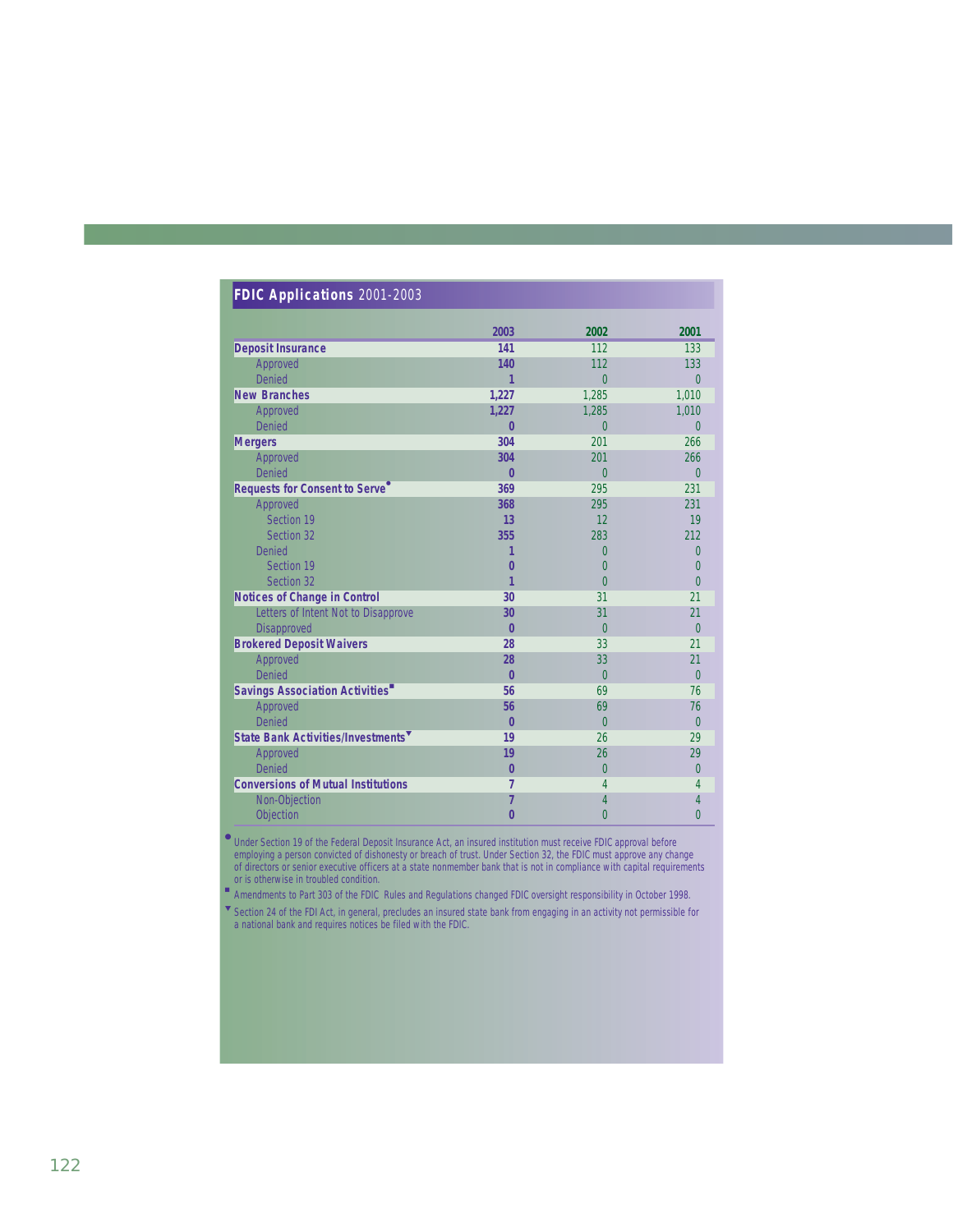## FDIC Applications 2001-2003

| | 2003 | 2002 | 2001 |
|---|---|---|---|
| **Deposit Insurance** | **141** | 112 | 133 |
| Approved | **140** | 112 | 133 |
| Denied | **1** | 0 | 0 |
| **New Branches** | **1,227** | 1,285 | 1,010 |
| Approved | **1,227** | 1,285 | 1,010 |
| Denied | **0** | 0 | 0 |
| **Mergers** | **304** | 201 | 266 |
| Approved | **304** | 201 | 266 |
| Denied | **0** | 0 | 0 |
| **Requests for Consent to Serve**● | **369** | 295 | 231 |
| Approved | **368** | 295 | 231 |
| Section 19 | **13** | 12 | 19 |
| Section 32 | **355** | 283 | 212 |
| Denied | **1** | 0 | 0 |
| Section 19 | **0** | 0 | 0 |
| Section 32 | **1** | 0 | 0 |
| **Notices of Change in Control** | **30** | 31 | 21 |
| Letters of Intent Not to Disapprove | **30** | 31 | 21 |
| Disapproved | **0** | 0 | 0 |
| **Brokered Deposit Waivers** | **28** | 33 | 21 |
| Approved | **28** | 33 | 21 |
| Denied | **0** | 0 | 0 |
| **Savings Association Activities**■ | **56** | 69 | 76 |
| Approved | **56** | 69 | 76 |
| Denied | **0** | 0 | 0 |
| **State Bank Activities/Investments**▼ | **19** | 26 | 29 |
| Approved | **19** | 26 | 29 |
| Denied | **0** | 0 | 0 |
| **Conversions of Mutual Institutions** | **7** | 4 | 4 |
| Non-Objection | **7** | 4 | 4 |
| Objection | **0** | 0 | 0 |

● Under Section 19 of the Federal Deposit Insurance Act, an insured institution must receive FDIC approval before employing a person convicted of dishonesty or breach of trust. Under Section 32, the FDIC must approve any change of directors or senior executive officers at a state nonmember bank that is not in compliance with capital requirements or is otherwise in troubled condition.

■ Amendments to Part 303 of the FDIC Rules and Regulations changed FDIC oversight responsibility in October 1998.

▼ Section 24 of the FDI Act, in general, precludes an insured state bank from engaging in an activity not permissible for a national bank and requires notices be filed with the FDIC.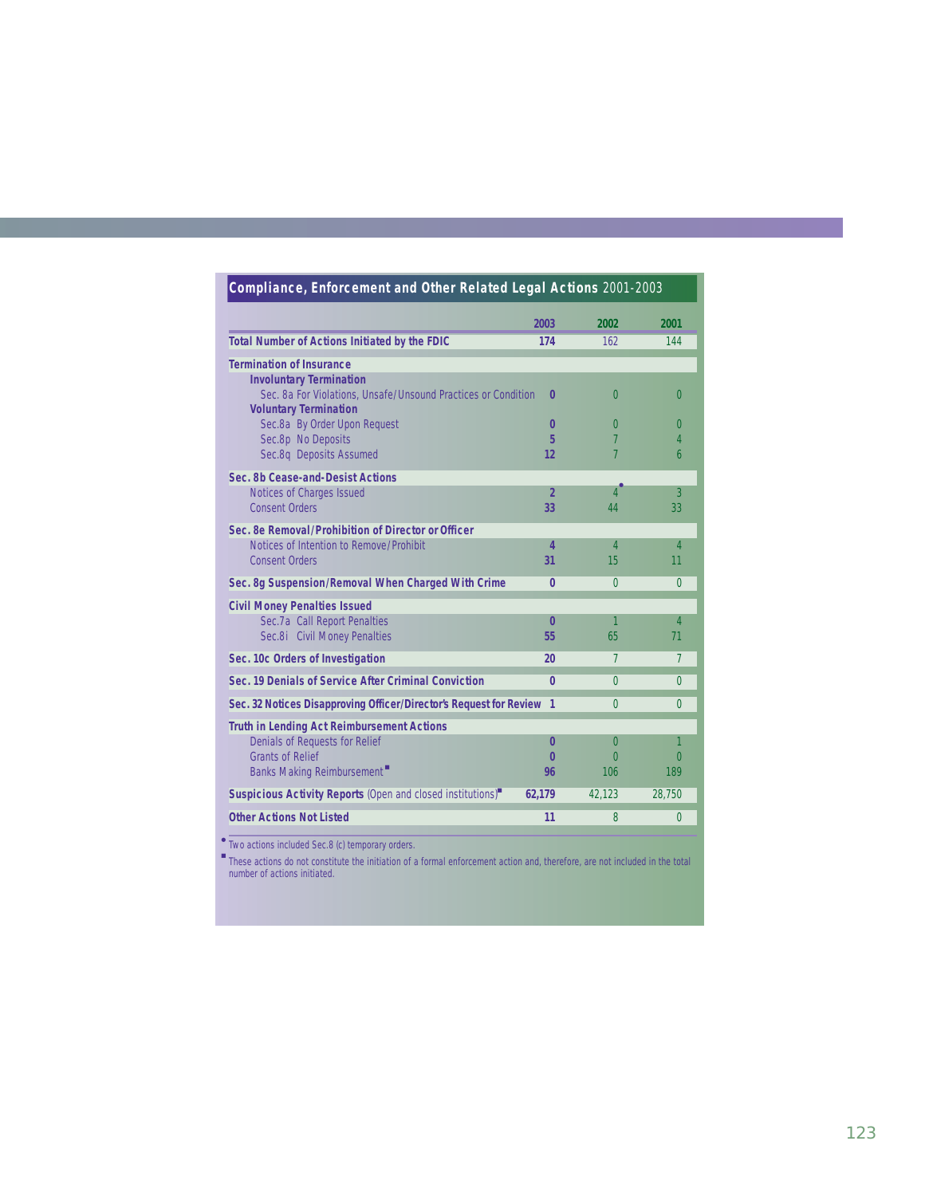## Compliance, Enforcement and Other Related Legal Actions 2001-2003

| | 2003 | 2002 | 2001 |
|---|---|---|---|
| **Total Number of Actions Initiated by the FDIC** | **174** | 162 | 144 |
| **Termination of Insurance** | | | |
| **Involuntary Termination** | | | |
| Sec. 8a For Violations, Unsafe/Unsound Practices or Condition | **0** | 0 | 0 |
| **Voluntary Termination** | | | |
| Sec.8a By Order Upon Request | **0** | 0 | 0 |
| Sec.8p No Deposits | **5** | 7 | 4 |
| Sec.8q Deposits Assumed | **12** | 7 | 6 |
| **Sec. 8b Cease-and-Desist Actions** | | | |
| Notices of Charges Issued | **2** | 4 • | 3 |
| Consent Orders | **33** | 44 | 33 |
| **Sec. 8e Removal/Prohibition of Director or Officer** | | | |
| Notices of Intention to Remove/Prohibit | **4** | 4 | 4 |
| Consent Orders | **31** | 15 | 11 |
| **Sec. 8g Suspension/Removal When Charged With Crime** | **0** | 0 | 0 |
| **Civil Money Penalties Issued** | | | |
| Sec.7a Call Report Penalties | **0** | 1 | 4 |
| Sec.8i Civil Money Penalties | **55** | 65 | 71 |
| **Sec. 10c Orders of Investigation** | **20** | 7 | 7 |
| **Sec. 19 Denials of Service After Criminal Conviction** | **0** | 0 | 0 |
| **Sec. 32 Notices Disapproving Officer/Director's Request for Review** | **1** | 0 | 0 |
| **Truth in Lending Act Reimbursement Actions** | | | |
| Denials of Requests for Relief | **0** | 0 | 1 |
| Grants of Relief | **0** | 0 | 0 |
| Banks Making Reimbursement ■ | **96** | 106 | 189 |
| **Suspicious Activity Reports** (Open and closed institutions) ■ | **62,179** | 42,123 | 28,750 |
| **Other Actions Not Listed** | **11** | 8 | 0 |

• Two actions included Sec.8 (c) temporary orders.

■ These actions do not constitute the initiation of a formal enforcement action and, therefore, are not included in the total number of actions initiated.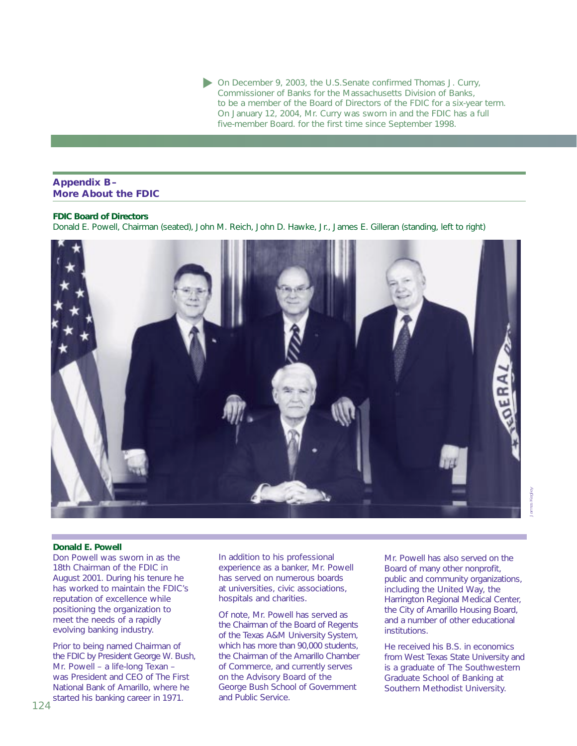- On December 9, 2003, the U.S.Senate confirmed Thomas J. Curry, Commissioner of Banks for the Massachusetts Division of Banks, to be a member of the Board of Directors of the FDIC for a six-year term. On January 12, 2004, Mr. Curry was sworn in and the FDIC has a full five-member Board. for the first time since September 1998.

## Appendix B – More About the FDIC

### FDIC Board of Directors

Donald E. Powell, Chairman (seated), John M. Reich, John D. Hawke, Jr., James E. Gilleran (standing, left to right)

James Kegley

### Donald E. Powell

Don Powell was sworn in as the 18th Chairman of the FDIC in August 2001. During his tenure he has worked to maintain the FDIC's reputation of excellence while positioning the organization to meet the needs of a rapidly evolving banking industry.

Prior to being named Chairman of the FDIC by President George W. Bush, Mr. Powell – a life-long Texan – was President and CEO of The First National Bank of Amarillo, where he started his banking career in 1971.

In addition to his professional experience as a banker, Mr. Powell has served on numerous boards at universities, civic associations, hospitals and charities.

Of note, Mr. Powell has served as the Chairman of the Board of Regents of the Texas A&M University System, which has more than 90,000 students, the Chairman of the Amarillo Chamber of Commerce, and currently serves on the Advisory Board of the George Bush School of Government and Public Service.

Mr. Powell has also served on the Board of many other nonprofit, public and community organizations, including the United Way, the Harrington Regional Medical Center, the City of Amarillo Housing Board, and a number of other educational institutions.

He received his B.S. in economics from West Texas State University and is a graduate of The Southwestern Graduate School of Banking at Southern Methodist University.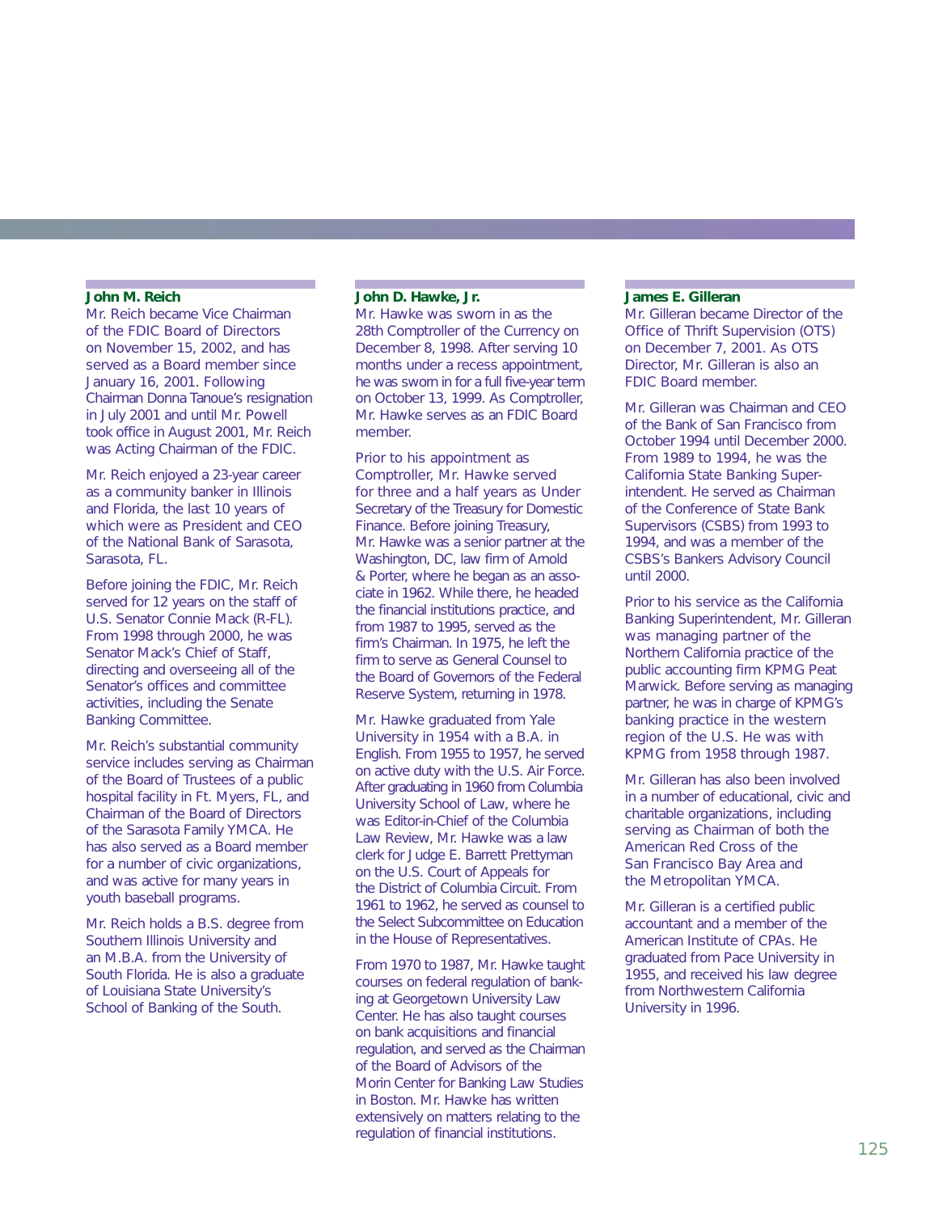### John M. Reich

Mr. Reich became Vice Chairman of the FDIC Board of Directors on November 15, 2002, and has served as a Board member since January 16, 2001. Following Chairman Donna Tanoue's resignation in July 2001 and until Mr. Powell took office in August 2001, Mr. Reich was Acting Chairman of the FDIC.

Mr. Reich enjoyed a 23-year career as a community banker in Illinois and Florida, the last 10 years of which were as President and CEO of the National Bank of Sarasota, Sarasota, FL.

Before joining the FDIC, Mr. Reich served for 12 years on the staff of U.S. Senator Connie Mack (R-FL). From 1998 through 2000, he was Senator Mack's Chief of Staff, directing and overseeing all of the Senator's offices and committee activities, including the Senate Banking Committee.

Mr. Reich's substantial community service includes serving as Chairman of the Board of Trustees of a public hospital facility in Ft. Myers, FL, and Chairman of the Board of Directors of the Sarasota Family YMCA. He has also served as a Board member for a number of civic organizations, and was active for many years in youth baseball programs.

Mr. Reich holds a B.S. degree from Southern Illinois University and an M.B.A. from the University of South Florida. He is also a graduate of Louisiana State University's School of Banking of the South.

### John D. Hawke, Jr.

Mr. Hawke was sworn in as the 28th Comptroller of the Currency on December 8, 1998. After serving 10 months under a recess appointment, he was sworn in for a full five-year term on October 13, 1999. As Comptroller, Mr. Hawke serves as an FDIC Board member.

Prior to his appointment as Comptroller, Mr. Hawke served for three and a half years as Under Secretary of the Treasury for Domestic Finance. Before joining Treasury, Mr. Hawke was a senior partner at the Washington, DC, law firm of Arnold & Porter, where he began as an associate in 1962. While there, he headed the financial institutions practice, and from 1987 to 1995, served as the firm's Chairman. In 1975, he left the firm to serve as General Counsel to the Board of Governors of the Federal Reserve System, returning in 1978.

Mr. Hawke graduated from Yale University in 1954 with a B.A. in English. From 1955 to 1957, he served on active duty with the U.S. Air Force. After graduating in 1960 from Columbia University School of Law, where he was Editor-in-Chief of the Columbia Law Review, Mr. Hawke was a law clerk for Judge E. Barrett Prettyman on the U.S. Court of Appeals for the District of Columbia Circuit. From 1961 to 1962, he served as counsel to the Select Subcommittee on Education in the House of Representatives.

From 1970 to 1987, Mr. Hawke taught courses on federal regulation of banking at Georgetown University Law Center. He has also taught courses on bank acquisitions and financial regulation, and served as the Chairman of the Board of Advisors of the Morin Center for Banking Law Studies in Boston. Mr. Hawke has written extensively on matters relating to the regulation of financial institutions.

### James E. Gilleran

Mr. Gilleran became Director of the Office of Thrift Supervision (OTS) on December 7, 2001. As OTS Director, Mr. Gilleran is also an FDIC Board member.

Mr. Gilleran was Chairman and CEO of the Bank of San Francisco from October 1994 until December 2000. From 1989 to 1994, he was the California State Banking Superintendent. He served as Chairman of the Conference of State Bank Supervisors (CSBS) from 1993 to 1994, and was a member of the CSBS's Bankers Advisory Council until 2000.

Prior to his service as the California Banking Superintendent, Mr. Gilleran was managing partner of the Northern California practice of the public accounting firm KPMG Peat Marwick. Before serving as managing partner, he was in charge of KPMG's banking practice in the western region of the U.S. He was with KPMG from 1958 through 1987.

Mr. Gilleran has also been involved in a number of educational, civic and charitable organizations, including serving as Chairman of both the American Red Cross of the San Francisco Bay Area and the Metropolitan YMCA.

Mr. Gilleran is a certified public accountant and a member of the American Institute of CPAs. He graduated from Pace University in 1955, and received his law degree from Northwestern California University in 1996.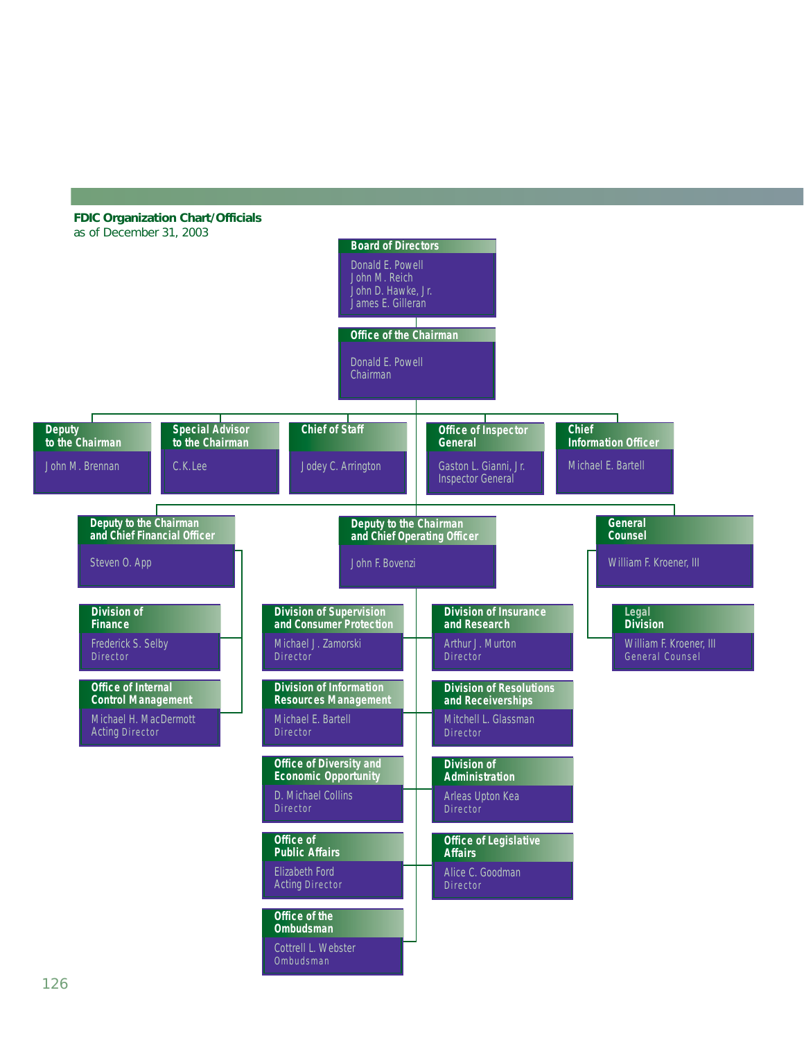**FDIC Organization Chart/Officials**
as of December 31, 2003

**Board of Directors**
Donald E. Powell
John M. Reich
John D. Hawke, Jr.
James E. Gilleran

**Office of the Chairman**
Donald E. Powell
Chairman

**Deputy to the Chairman**
John M. Brennan

**Special Advisor to the Chairman**
C.K. Lee

**Chief of Staff**
Jodey C. Arrington

**Office of Inspector General**
Gaston L. Gianni, Jr.
Inspector General

**Chief Information Officer**
Michael E. Bartell

**Deputy to the Chairman and Chief Financial Officer**
Steven O. App

- **Division of Finance**
  Frederick S. Selby
  Director
- **Office of Internal Control Management**
  Michael H. MacDermott
  Acting Director

**Deputy to the Chairman and Chief Operating Officer**
John F. Bovenzi

- **Division of Supervision and Consumer Protection**
  Michael J. Zamorski
  Director
- **Division of Insurance and Research**
  Arthur J. Murton
  Director
- **Division of Information Resources Management**
  Michael E. Bartell
  Director
- **Division of Resolutions and Receiverships**
  Mitchell L. Glassman
  Director
- **Office of Diversity and Economic Opportunity**
  D. Michael Collins
  Director
- **Division of Administration**
  Arleas Upton Kea
  Director
- **Office of Public Affairs**
  Elizabeth Ford
  Acting Director
- **Office of Legislative Affairs**
  Alice C. Goodman
  Director
- **Office of the Ombudsman**
  Cottrell L. Webster
  Ombudsman

**General Counsel**
William F. Kroener, III

- **Legal Division**
  William F. Kroener, III
  General Counsel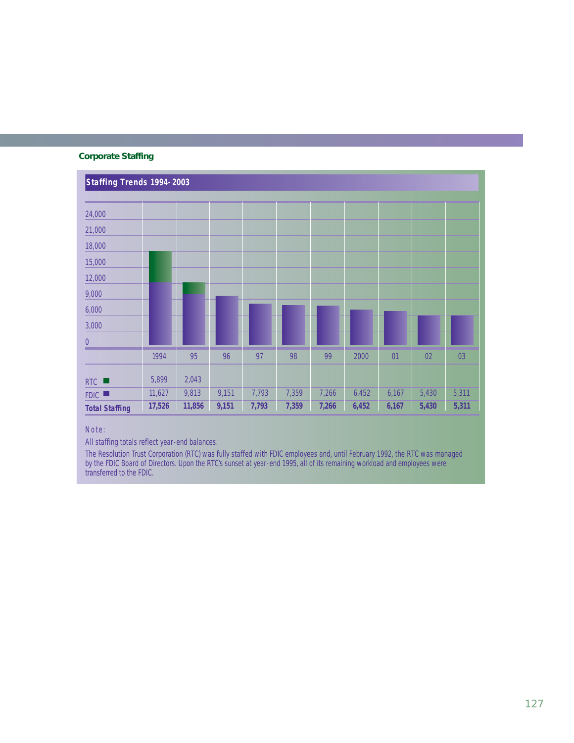## Corporate Staffing

### Staffing Trends 1994-2003

| | 1994 | 95 | 96 | 97 | 98 | 99 | 2000 | 01 | 02 | 03 |
|---|---|---|---|---|---|---|---|---|---|---|
| RTC | 5,899 | 2,043 | | | | | | | | |
| FDIC | 11,627 | 9,813 | 9,151 | 7,793 | 7,359 | 7,266 | 6,452 | 6,167 | 5,430 | 5,311 |
| **Total Staffing** | **17,526** | **11,856** | **9,151** | **7,793** | **7,359** | **7,266** | **6,452** | **6,167** | **5,430** | **5,311** |

Note:

All staffing totals reflect year-end balances.

The Resolution Trust Corporation (RTC) was fully staffed with FDIC employees and, until February 1992, the RTC was managed by the FDIC Board of Directors. Upon the RTC's sunset at year-end 1995, all of its remaining workload and employees were transferred to the FDIC.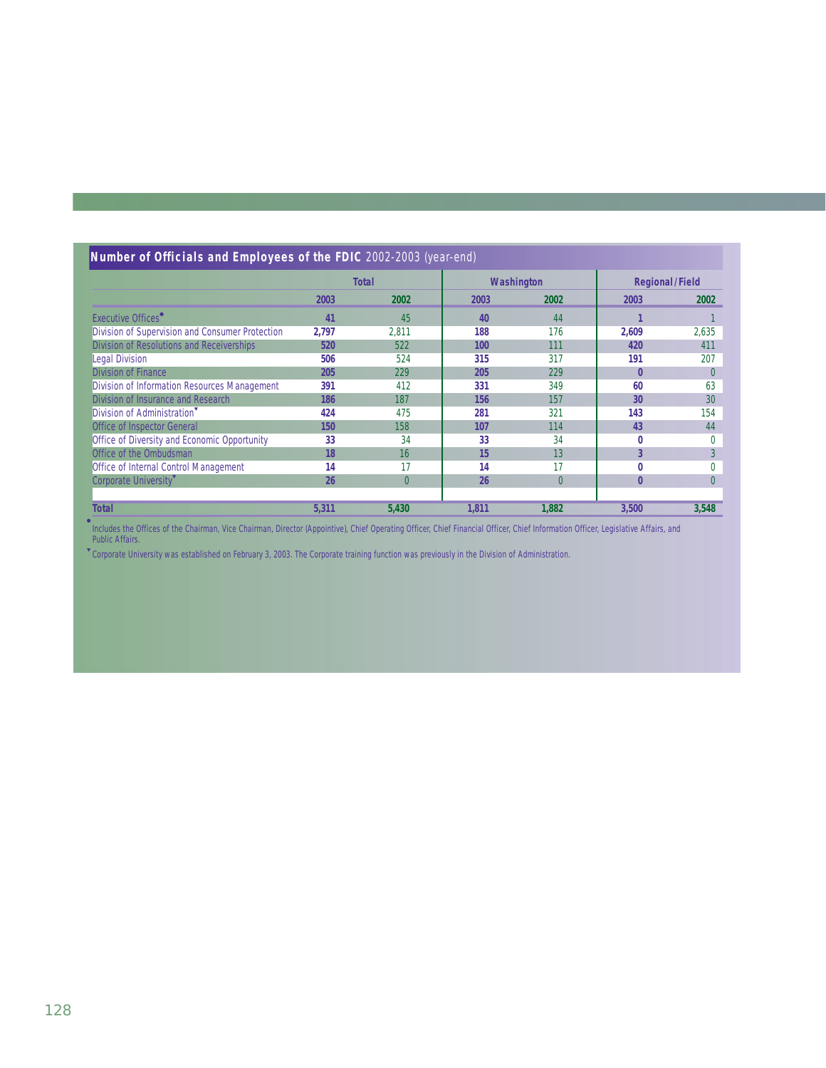## Number of Officials and Employees of the FDIC 2002-2003 (year-end)

| | Total | | Washington | | Regional/Field | |
|---|---|---|---|---|---|---|
| | 2003 | 2002 | 2003 | 2002 | 2003 | 2002 |
| Executive Offices[•] | 41 | 45 | 40 | 44 | 1 | 1 |
| Division of Supervision and Consumer Protection | 2,797 | 2,811 | 188 | 176 | 2,609 | 2,635 |
| Division of Resolutions and Receiverships | 520 | 522 | 100 | 111 | 420 | 411 |
| Legal Division | 506 | 524 | 315 | 317 | 191 | 207 |
| Division of Finance | 205 | 229 | 205 | 229 | 0 | 0 |
| Division of Information Resources Management | 391 | 412 | 331 | 349 | 60 | 63 |
| Division of Insurance and Research | 186 | 187 | 156 | 157 | 30 | 30 |
| Division of Administration[▼] | 424 | 475 | 281 | 321 | 143 | 154 |
| Office of Inspector General | 150 | 158 | 107 | 114 | 43 | 44 |
| Office of Diversity and Economic Opportunity | 33 | 34 | 33 | 34 | 0 | 0 |
| Office of the Ombudsman | 18 | 16 | 15 | 13 | 3 | 3 |
| Office of Internal Control Management | 14 | 17 | 14 | 17 | 0 | 0 |
| Corporate University[▼] | 26 | 0 | 26 | 0 | 0 | 0 |
| **Total** | **5,311** | **5,430** | **1,811** | **1,882** | **3,500** | **3,548** |

[•] Includes the Offices of the Chairman, Vice Chairman, Director (Appointive), Chief Operating Officer, Chief Financial Officer, Chief Information Officer, Legislative Affairs, and Public Affairs.

[▼] Corporate University was established on February 3, 2003. The Corporate training function was previously in the Division of Administration.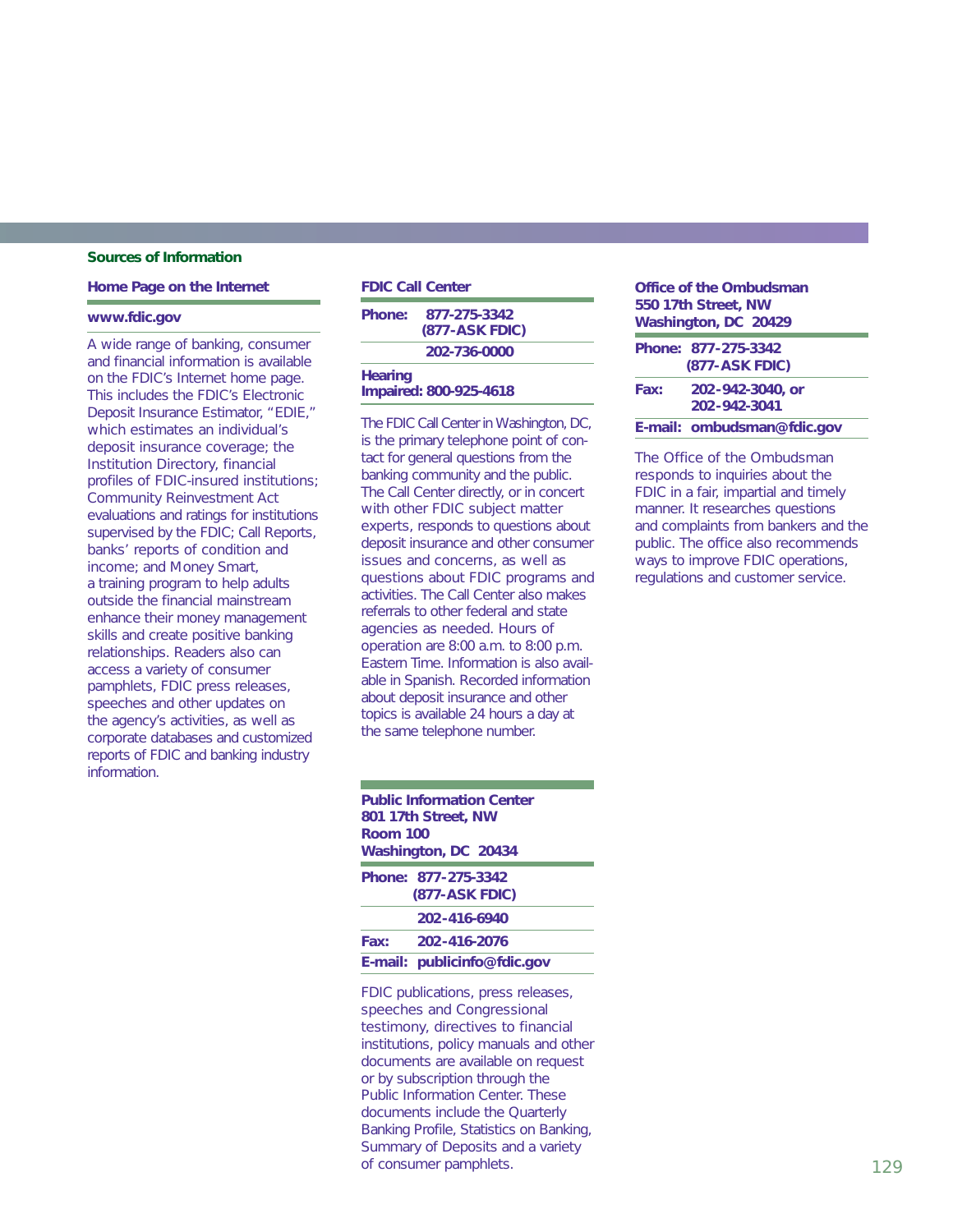## Sources of Information

### Home Page on the Internet

**www.fdic.gov**

A wide range of banking, consumer and financial information is available on the FDIC's Internet home page. This includes the FDIC's Electronic Deposit Insurance Estimator, "EDIE," which estimates an individual's deposit insurance coverage; the Institution Directory, financial profiles of FDIC-insured institutions; Community Reinvestment Act evaluations and ratings for institutions supervised by the FDIC; Call Reports, banks' reports of condition and income; and Money Smart, a training program to help adults outside the financial mainstream enhance their money management skills and create positive banking relationships. Readers also can access a variety of consumer pamphlets, FDIC press releases, speeches and other updates on the agency's activities, as well as corporate databases and customized reports of FDIC and banking industry information.

### FDIC Call Center

**Phone:** 877-275-3342 (877-ASK FDIC)
202-736-0000

**Hearing Impaired:** 800-925-4618

The FDIC Call Center in Washington, DC, is the primary telephone point of contact for general questions from the banking community and the public. The Call Center directly, or in concert with other FDIC subject matter experts, responds to questions about deposit insurance and other consumer issues and concerns, as well as questions about FDIC programs and activities. The Call Center also makes referrals to other federal and state agencies as needed. Hours of operation are 8:00 a.m. to 8:00 p.m. Eastern Time. Information is also available in Spanish. Recorded information about deposit insurance and other topics is available 24 hours a day at the same telephone number.

### Public Information Center

**801 17th Street, NW**
**Room 100**
**Washington, DC 20434**

**Phone:** 877-275-3342 (877-ASK FDIC)
202-416-6940

**Fax:** 202-416-2076

**E-mail:** publicinfo@fdic.gov

FDIC publications, press releases, speeches and Congressional testimony, directives to financial institutions, policy manuals and other documents are available on request or by subscription through the Public Information Center. These documents include the Quarterly Banking Profile, Statistics on Banking, Summary of Deposits and a variety of consumer pamphlets.

### Office of the Ombudsman

**550 17th Street, NW**
**Washington, DC 20429**

**Phone:** 877-275-3342 (877-ASK FDIC)

**Fax:** 202-942-3040, or 202-942-3041

**E-mail:** ombudsman@fdic.gov

The Office of the Ombudsman responds to inquiries about the FDIC in a fair, impartial and timely manner. It researches questions and complaints from bankers and the public. The office also recommends ways to improve FDIC operations, regulations and customer service.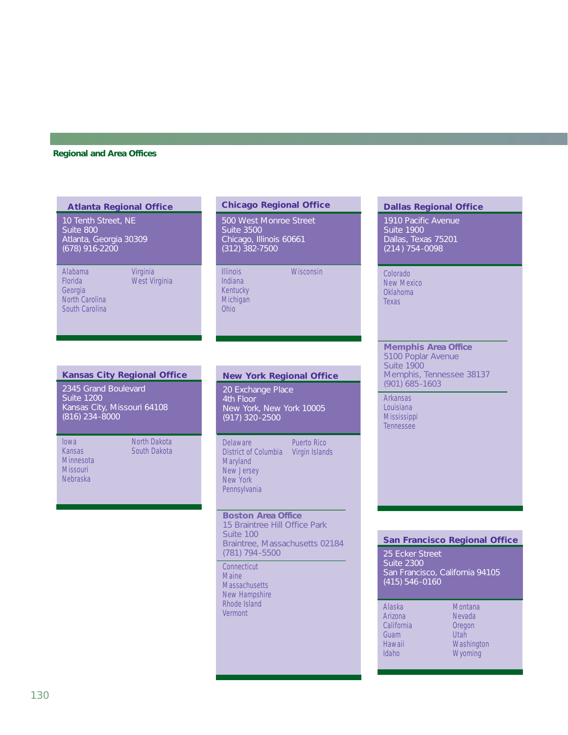## Regional and Area Offices

### Atlanta Regional Office

10 Tenth Street, NE
Suite 800
Atlanta, Georgia 30309
(678) 916-2200

- Alabama
- Florida
- Georgia
- North Carolina
- South Carolina
- Virginia
- West Virginia

### Chicago Regional Office

500 West Monroe Street
Suite 3500
Chicago, Illinois 60661
(312) 382-7500

- Illinois
- Indiana
- Kentucky
- Michigan
- Ohio
- Wisconsin

### Dallas Regional Office

1910 Pacific Avenue
Suite 1900
Dallas, Texas 75201
(214) 754-0098

- Colorado
- New Mexico
- Oklahoma
- Texas

#### Memphis Area Office

5100 Poplar Avenue
Suite 1900
Memphis, Tennessee 38137
(901) 685-1603

- Arkansas
- Louisiana
- Mississippi
- Tennessee

### Kansas City Regional Office

2345 Grand Boulevard
Suite 1200
Kansas City, Missouri 64108
(816) 234-8000

- Iowa
- Kansas
- Minnesota
- Missouri
- Nebraska
- North Dakota
- South Dakota

### New York Regional Office

20 Exchange Place
4th Floor
New York, New York 10005
(917) 320-2500

- Delaware
- District of Columbia
- Maryland
- New Jersey
- New York
- Pennsylvania
- Puerto Rico
- Virgin Islands

#### Boston Area Office

15 Braintree Hill Office Park
Suite 100
Braintree, Massachusetts 02184
(781) 794-5500

- Connecticut
- Maine
- Massachusetts
- New Hampshire
- Rhode Island
- Vermont

### San Francisco Regional Office

25 Ecker Street
Suite 2300
San Francisco, California 94105
(415) 546-0160

- Alaska
- Arizona
- California
- Guam
- Hawaii
- Idaho
- Montana
- Nevada
- Oregon
- Utah
- Washington
- Wyoming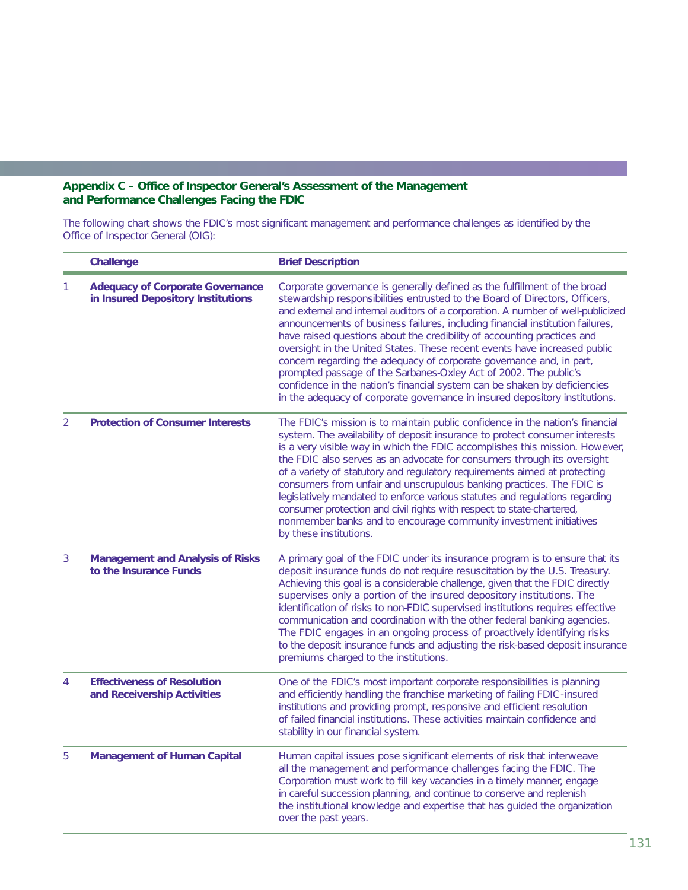## Appendix C – Office of Inspector General's Assessment of the Management and Performance Challenges Facing the FDIC

The following chart shows the FDIC's most significant management and performance challenges as identified by the Office of Inspector General (OIG):

| | Challenge | Brief Description |
|---|---|---|
| 1 | **Adequacy of Corporate Governance in Insured Depository Institutions** | Corporate governance is generally defined as the fulfillment of the broad stewardship responsibilities entrusted to the Board of Directors, Officers, and external and internal auditors of a corporation. A number of well-publicized announcements of business failures, including financial institution failures, have raised questions about the credibility of accounting practices and oversight in the United States. These recent events have increased public concern regarding the adequacy of corporate governance and, in part, prompted passage of the Sarbanes-Oxley Act of 2002. The public's confidence in the nation's financial system can be shaken by deficiencies in the adequacy of corporate governance in insured depository institutions. |
| 2 | **Protection of Consumer Interests** | The FDIC's mission is to maintain public confidence in the nation's financial system. The availability of deposit insurance to protect consumer interests is a very visible way in which the FDIC accomplishes this mission. However, the FDIC also serves as an advocate for consumers through its oversight of a variety of statutory and regulatory requirements aimed at protecting consumers from unfair and unscrupulous banking practices. The FDIC is legislatively mandated to enforce various statutes and regulations regarding consumer protection and civil rights with respect to state-chartered, nonmember banks and to encourage community investment initiatives by these institutions. |
| 3 | **Management and Analysis of Risks to the Insurance Funds** | A primary goal of the FDIC under its insurance program is to ensure that its deposit insurance funds do not require resuscitation by the U.S. Treasury. Achieving this goal is a considerable challenge, given that the FDIC directly supervises only a portion of the insured depository institutions. The identification of risks to non-FDIC supervised institutions requires effective communication and coordination with the other federal banking agencies. The FDIC engages in an ongoing process of proactively identifying risks to the deposit insurance funds and adjusting the risk-based deposit insurance premiums charged to the institutions. |
| 4 | **Effectiveness of Resolution and Receivership Activities** | One of the FDIC's most important corporate responsibilities is planning and efficiently handling the franchise marketing of failing FDIC-insured institutions and providing prompt, responsive and efficient resolution of failed financial institutions. These activities maintain confidence and stability in our financial system. |
| 5 | **Management of Human Capital** | Human capital issues pose significant elements of risk that interweave all the management and performance challenges facing the FDIC. The Corporation must work to fill key vacancies in a timely manner, engage in careful succession planning, and continue to conserve and replenish the institutional knowledge and expertise that has guided the organization over the past years. |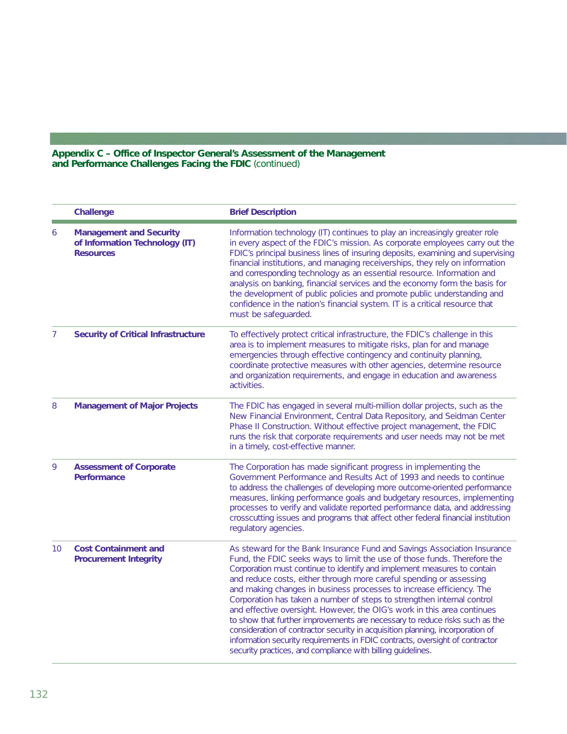**Appendix C – Office of Inspector General's Assessment of the Management and Performance Challenges Facing the FDIC** (continued)

| | Challenge | Brief Description |
|---|---|---|
| 6 | **Management and Security of Information Technology (IT) Resources** | Information technology (IT) continues to play an increasingly greater role in every aspect of the FDIC's mission. As corporate employees carry out the FDIC's principal business lines of insuring deposits, examining and supervising financial institutions, and managing receiverships, they rely on information and corresponding technology as an essential resource. Information and analysis on banking, financial services and the economy form the basis for the development of public policies and promote public understanding and confidence in the nation's financial system. IT is a critical resource that must be safeguarded. |
| 7 | **Security of Critical Infrastructure** | To effectively protect critical infrastructure, the FDIC's challenge in this area is to implement measures to mitigate risks, plan for and manage emergencies through effective contingency and continuity planning, coordinate protective measures with other agencies, determine resource and organization requirements, and engage in education and awareness activities. |
| 8 | **Management of Major Projects** | The FDIC has engaged in several multi-million dollar projects, such as the New Financial Environment, Central Data Repository, and Seidman Center Phase II Construction. Without effective project management, the FDIC runs the risk that corporate requirements and user needs may not be met in a timely, cost-effective manner. |
| 9 | **Assessment of Corporate Performance** | The Corporation has made significant progress in implementing the Government Performance and Results Act of 1993 and needs to continue to address the challenges of developing more outcome-oriented performance measures, linking performance goals and budgetary resources, implementing processes to verify and validate reported performance data, and addressing crosscutting issues and programs that affect other federal financial institution regulatory agencies. |
| 10 | **Cost Containment and Procurement Integrity** | As steward for the Bank Insurance Fund and Savings Association Insurance Fund, the FDIC seeks ways to limit the use of those funds. Therefore the Corporation must continue to identify and implement measures to contain and reduce costs, either through more careful spending or assessing and making changes in business processes to increase efficiency. The Corporation has taken a number of steps to strengthen internal control and effective oversight. However, the OIG's work in this area continues to show that further improvements are necessary to reduce risks such as the consideration of contractor security in acquisition planning, incorporation of information security requirements in FDIC contracts, oversight of contractor security practices, and compliance with billing guidelines. |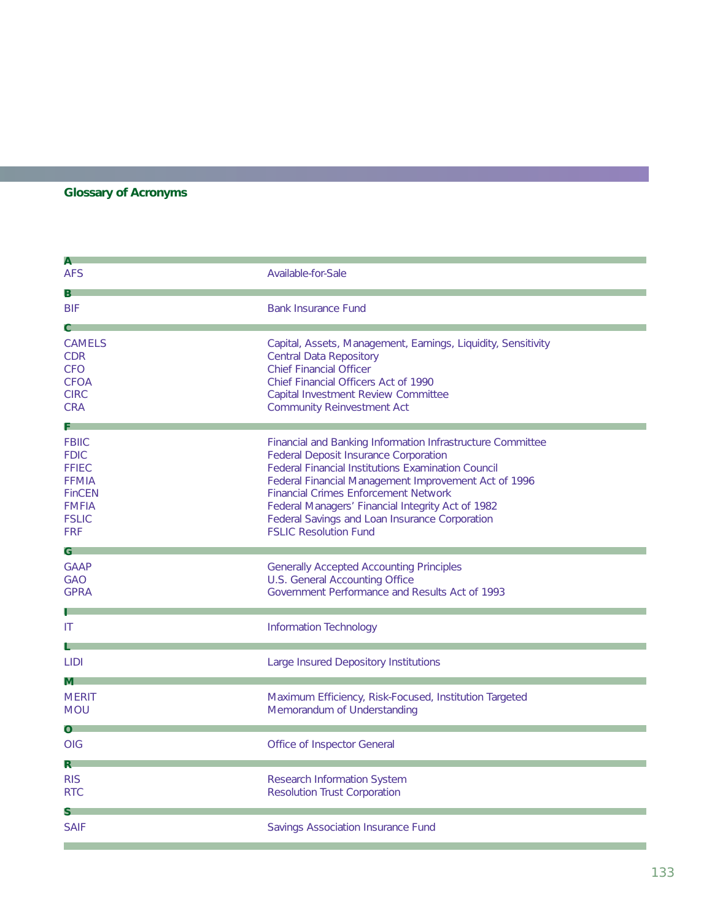## Glossary of Acronyms

| Acronym | Meaning |
|---|---|
| **A** | |
| AFS | Available-for-Sale |
| **B** | |
| BIF | Bank Insurance Fund |
| **C** | |
| CAMELS | Capital, Assets, Management, Earnings, Liquidity, Sensitivity |
| CDR | Central Data Repository |
| CFO | Chief Financial Officer |
| CFOA | Chief Financial Officers Act of 1990 |
| CIRC | Capital Investment Review Committee |
| CRA | Community Reinvestment Act |
| **F** | |
| FBIIC | Financial and Banking Information Infrastructure Committee |
| FDIC | Federal Deposit Insurance Corporation |
| FFIEC | Federal Financial Institutions Examination Council |
| FFMIA | Federal Financial Management Improvement Act of 1996 |
| FinCEN | Financial Crimes Enforcement Network |
| FMFIA | Federal Managers' Financial Integrity Act of 1982 |
| FSLIC | Federal Savings and Loan Insurance Corporation |
| FRF | FSLIC Resolution Fund |
| **G** | |
| GAAP | Generally Accepted Accounting Principles |
| GAO | U.S. General Accounting Office |
| GPRA | Government Performance and Results Act of 1993 |
| **I** | |
| IT | Information Technology |
| **L** | |
| LIDI | Large Insured Depository Institutions |
| **M** | |
| MERIT | Maximum Efficiency, Risk-Focused, Institution Targeted |
| MOU | Memorandum of Understanding |
| **O** | |
| OIG | Office of Inspector General |
| **R** | |
| RIS | Research Information System |
| RTC | Resolution Trust Corporation |
| **S** | |
| SAIF | Savings Association Insurance Fund |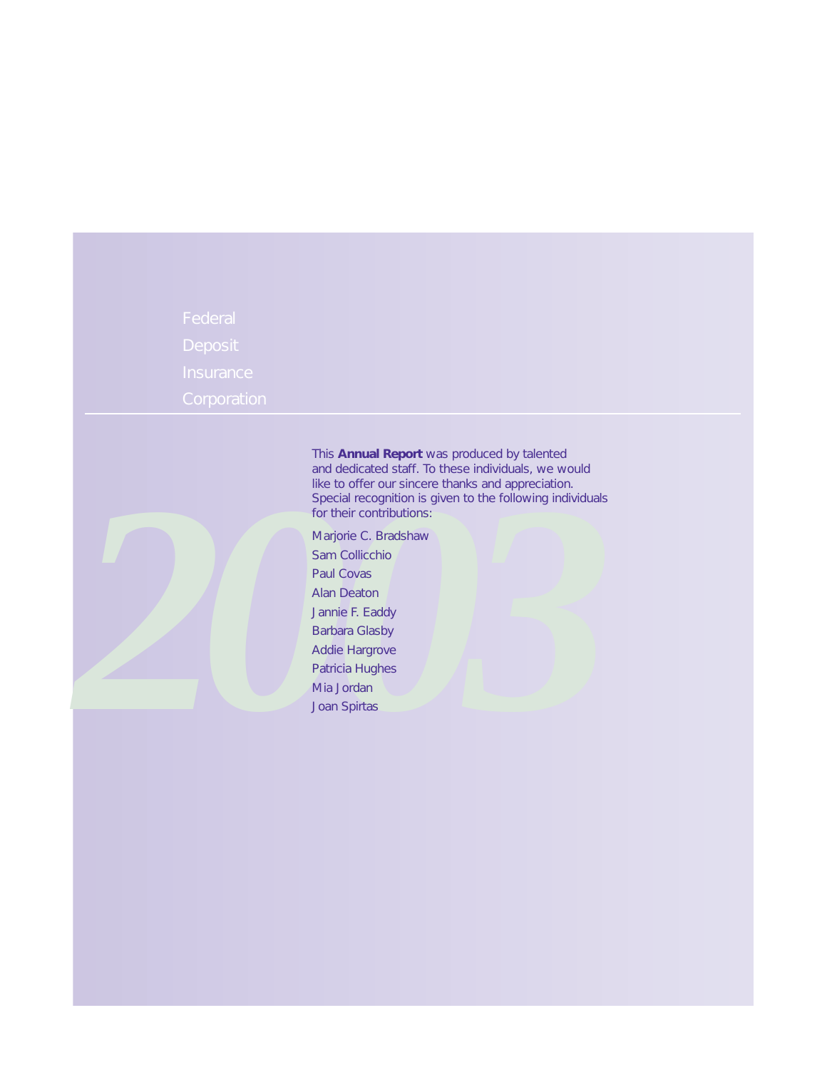Federal
Deposit
Insurance
Corporation

2003

This **Annual Report** was produced by talented and dedicated staff. To these individuals, we would like to offer our sincere thanks and appreciation. Special recognition is given to the following individuals for their contributions:

Marjorie C. Bradshaw
Sam Collicchio
Paul Covas
Alan Deaton
Jannie F. Eaddy
Barbara Glasby
Addie Hargrove
Patricia Hughes
Mia Jordan
Joan Spirtas